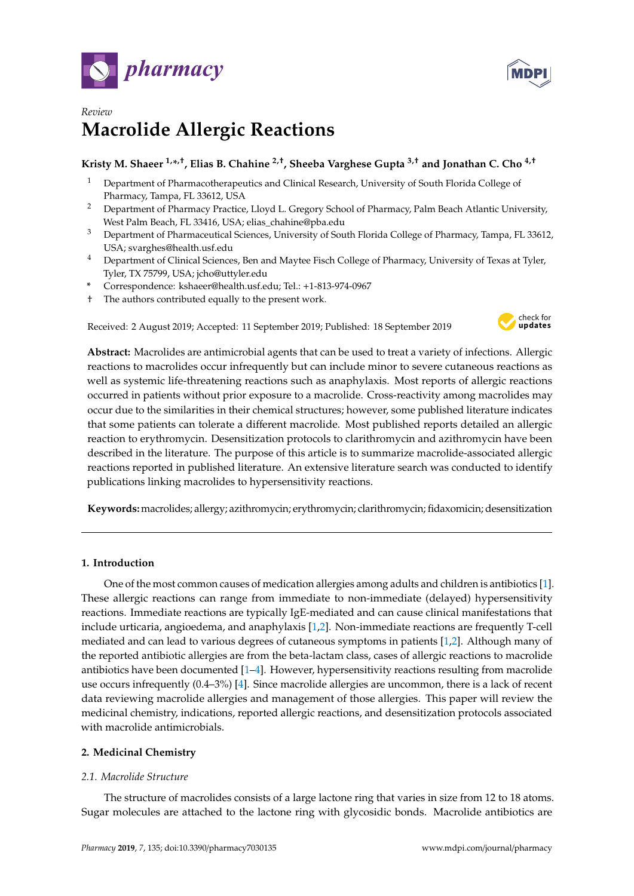*Review*

# Macrolide Allergic Reactions

**Kristy M. Shaeer [1,*,†], Elias B. Chahine [2,†], Sheeba Varghese Gupta [3,†] and Jonathan C. Cho [4,†]**

1. Department of Pharmacotherapeutics and Clinical Research, University of South Florida College of Pharmacy, Tampa, FL 33612, USA
2. Department of Pharmacy Practice, Lloyd L. Gregory School of Pharmacy, Palm Beach Atlantic University, West Palm Beach, FL 33416, USA; elias_chahine@pba.edu
3. Department of Pharmaceutical Sciences, University of South Florida College of Pharmacy, Tampa, FL 33612, USA; svarghes@health.usf.edu
4. Department of Clinical Sciences, Ben and Maytee Fisch College of Pharmacy, University of Texas at Tyler, Tyler, TX 75799, USA; jcho@uttyler.edu

\* Correspondence: kshaeer@health.usf.edu; Tel.: +1-813-974-0967
† The authors contributed equally to the present work.

Received: 2 August 2019; Accepted: 11 September 2019; Published: 18 September 2019

**Abstract:** Macrolides are antimicrobial agents that can be used to treat a variety of infections. Allergic reactions to macrolides occur infrequently but can include minor to severe cutaneous reactions as well as systemic life-threatening reactions such as anaphylaxis. Most reports of allergic reactions occurred in patients without prior exposure to a macrolide. Cross-reactivity among macrolides may occur due to the similarities in their chemical structures; however, some published literature indicates that some patients can tolerate a different macrolide. Most published reports detailed an allergic reaction to erythromycin. Desensitization protocols to clarithromycin and azithromycin have been described in the literature. The purpose of this article is to summarize macrolide-associated allergic reactions reported in published literature. An extensive literature search was conducted to identify publications linking macrolides to hypersensitivity reactions.

**Keywords:** macrolides; allergy; azithromycin; erythromycin; clarithromycin; fidaxomicin; desensitization

## 1. Introduction

One of the most common causes of medication allergies among adults and children is antibiotics [1]. These allergic reactions can range from immediate to non-immediate (delayed) hypersensitivity reactions. Immediate reactions are typically IgE-mediated and can cause clinical manifestations that include urticaria, angioedema, and anaphylaxis [1,2]. Non-immediate reactions are frequently T-cell mediated and can lead to various degrees of cutaneous symptoms in patients [1,2]. Although many of the reported antibiotic allergies are from the beta-lactam class, cases of allergic reactions to macrolide antibiotics have been documented [1–4]. However, hypersensitivity reactions resulting from macrolide use occurs infrequently (0.4–3%) [4]. Since macrolide allergies are uncommon, there is a lack of recent data reviewing macrolide allergies and management of those allergies. This paper will review the medicinal chemistry, indications, reported allergic reactions, and desensitization protocols associated with macrolide antimicrobials.

## 2. Medicinal Chemistry

### 2.1. Macrolide Structure

The structure of macrolides consists of a large lactone ring that varies in size from 12 to 18 atoms. Sugar molecules are attached to the lactone ring with glycosidic bonds. Macrolide antibiotics are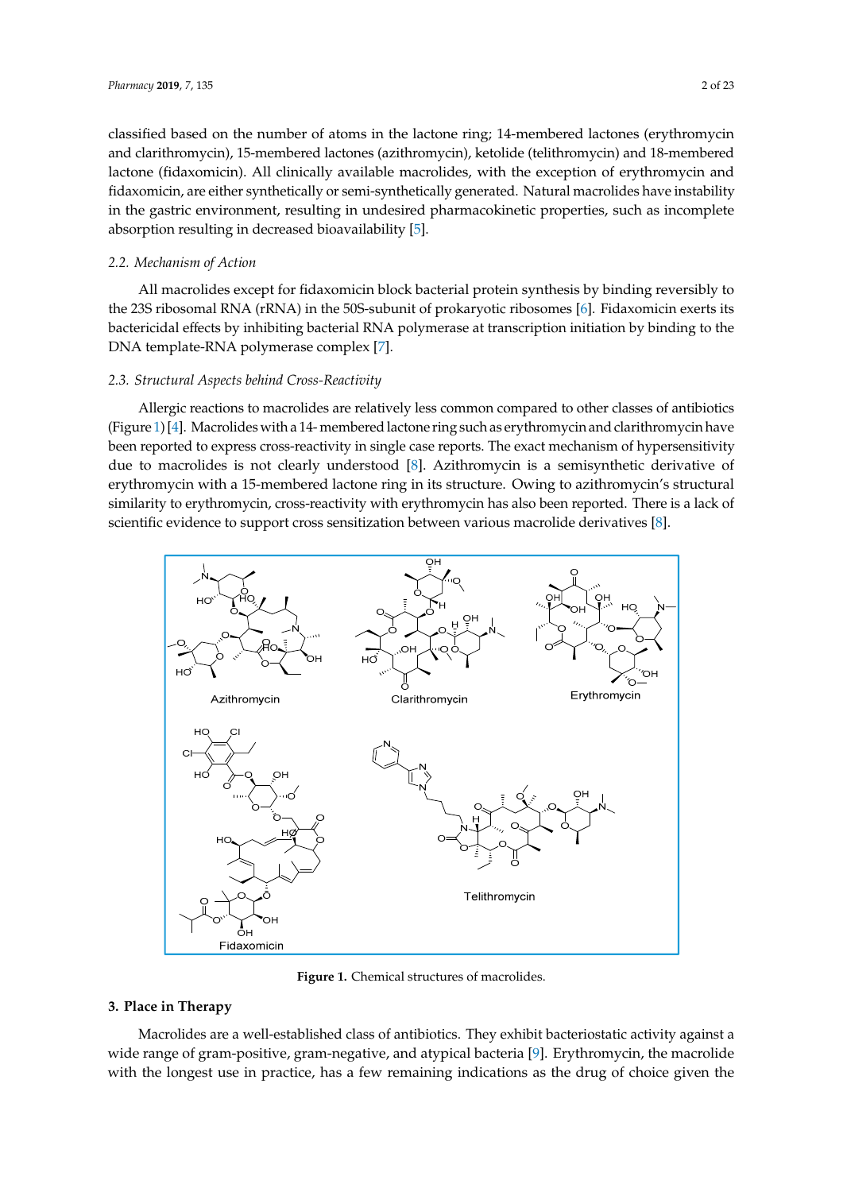classified based on the number of atoms in the lactone ring; 14-membered lactones (erythromycin and clarithromycin), 15-membered lactones (azithromycin), ketolide (telithromycin) and 18-membered lactone (fidaxomicin). All clinically available macrolides, with the exception of erythromycin and fidaxomicin, are either synthetically or semi-synthetically generated. Natural macrolides have instability in the gastric environment, resulting in undesired pharmacokinetic properties, such as incomplete absorption resulting in decreased bioavailability [5].

### 2.2. Mechanism of Action

All macrolides except for fidaxomicin block bacterial protein synthesis by binding reversibly to the 23S ribosomal RNA (rRNA) in the 50S-subunit of prokaryotic ribosomes [6]. Fidaxomicin exerts its bactericidal effects by inhibiting bacterial RNA polymerase at transcription initiation by binding to the DNA template-RNA polymerase complex [7].

### 2.3. Structural Aspects behind Cross-Reactivity

Allergic reactions to macrolides are relatively less common compared to other classes of antibiotics (Figure 1) [4]. Macrolides with a 14-membered lactone ring such as erythromycin and clarithromycin have been reported to express cross-reactivity in single case reports. The exact mechanism of hypersensitivity due to macrolides is not clearly understood [8]. Azithromycin is a semisynthetic derivative of erythromycin with a 15-membered lactone ring in its structure. Owing to azithromycin's structural similarity to erythromycin, cross-reactivity with erythromycin has also been reported. There is a lack of scientific evidence to support cross sensitization between various macrolide derivatives [8].

**Figure 1.** Chemical structures of macrolides.

## 3. Place in Therapy

Macrolides are a well-established class of antibiotics. They exhibit bacteriostatic activity against a wide range of gram-positive, gram-negative, and atypical bacteria [9]. Erythromycin, the macrolide with the longest use in practice, has a few remaining indications as the drug of choice given the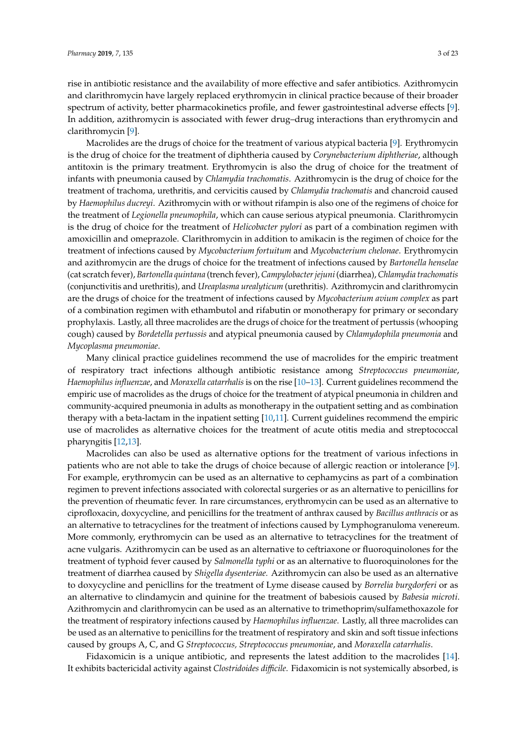rise in antibiotic resistance and the availability of more effective and safer antibiotics. Azithromycin and clarithromycin have largely replaced erythromycin in clinical practice because of their broader spectrum of activity, better pharmacokinetics profile, and fewer gastrointestinal adverse effects [9]. In addition, azithromycin is associated with fewer drug–drug interactions than erythromycin and clarithromycin [9].

Macrolides are the drugs of choice for the treatment of various atypical bacteria [9]. Erythromycin is the drug of choice for the treatment of diphtheria caused by *Corynebacterium diphtheriae*, although antitoxin is the primary treatment. Erythromycin is also the drug of choice for the treatment of infants with pneumonia caused by *Chlamydia trachomatis*. Azithromycin is the drug of choice for the treatment of trachoma, urethritis, and cervicitis caused by *Chlamydia trachomatis* and chancroid caused by *Haemophilus ducreyi*. Azithromycin with or without rifampin is also one of the regimens of choice for the treatment of *Legionella pneumophila*, which can cause serious atypical pneumonia. Clarithromycin is the drug of choice for the treatment of *Helicobacter pylori* as part of a combination regimen with amoxicillin and omeprazole. Clarithromycin in addition to amikacin is the regimen of choice for the treatment of infections caused by *Mycobacterium fortuitum* and *Mycobacterium chelonae*. Erythromycin and azithromycin are the drugs of choice for the treatment of infections caused by *Bartonella henselae* (cat scratch fever), *Bartonella quintana* (trench fever), *Campylobacter jejuni* (diarrhea), *Chlamydia trachomatis* (conjunctivitis and urethritis), and *Ureaplasma urealyticum* (urethritis). Azithromycin and clarithromycin are the drugs of choice for the treatment of infections caused by *Mycobacterium avium complex* as part of a combination regimen with ethambutol and rifabutin or monotherapy for primary or secondary prophylaxis. Lastly, all three macrolides are the drugs of choice for the treatment of pertussis (whooping cough) caused by *Bordetella pertussis* and atypical pneumonia caused by *Chlamydophila pneumonia* and *Mycoplasma pneumoniae*.

Many clinical practice guidelines recommend the use of macrolides for the empiric treatment of respiratory tract infections although antibiotic resistance among *Streptococcus pneumoniae*, *Haemophilus influenzae*, and *Moraxella catarrhalis* is on the rise [10–13]. Current guidelines recommend the empiric use of macrolides as the drugs of choice for the treatment of atypical pneumonia in children and community-acquired pneumonia in adults as monotherapy in the outpatient setting and as combination therapy with a beta-lactam in the inpatient setting [10,11]. Current guidelines recommend the empiric use of macrolides as alternative choices for the treatment of acute otitis media and streptococcal pharyngitis [12,13].

Macrolides can also be used as alternative options for the treatment of various infections in patients who are not able to take the drugs of choice because of allergic reaction or intolerance [9]. For example, erythromycin can be used as an alternative to cephamycins as part of a combination regimen to prevent infections associated with colorectal surgeries or as an alternative to penicillins for the prevention of rheumatic fever. In rare circumstances, erythromycin can be used as an alternative to ciprofloxacin, doxycycline, and penicillins for the treatment of anthrax caused by *Bacillus anthracis* or as an alternative to tetracyclines for the treatment of infections caused by Lymphogranuloma venereum. More commonly, erythromycin can be used as an alternative to tetracyclines for the treatment of acne vulgaris. Azithromycin can be used as an alternative to ceftriaxone or fluoroquinolones for the treatment of typhoid fever caused by *Salmonella typhi* or as an alternative to fluoroquinolones for the treatment of diarrhea caused by *Shigella dysenteriae.* Azithromycin can also be used as an alternative to doxycycline and penicllins for the treatment of Lyme disease caused by *Borrelia burgdorferi* or as an alternative to clindamycin and quinine for the treatment of babesiois caused by *Babesia microti*. Azithromycin and clarithromycin can be used as an alternative to trimethoprim/sulfamethoxazole for the treatment of respiratory infections caused by *Haemophilus influenzae*. Lastly, all three macrolides can be used as an alternative to penicillins for the treatment of respiratory and skin and soft tissue infections caused by groups A, C, and G *Streptococcus, Streptococcus pneumoniae*, and *Moraxella catarrhalis*.

Fidaxomicin is a unique antibiotic, and represents the latest addition to the macrolides [14]. It exhibits bactericidal activity against *Clostridoides difficile*. Fidaxomicin is not systemically absorbed, is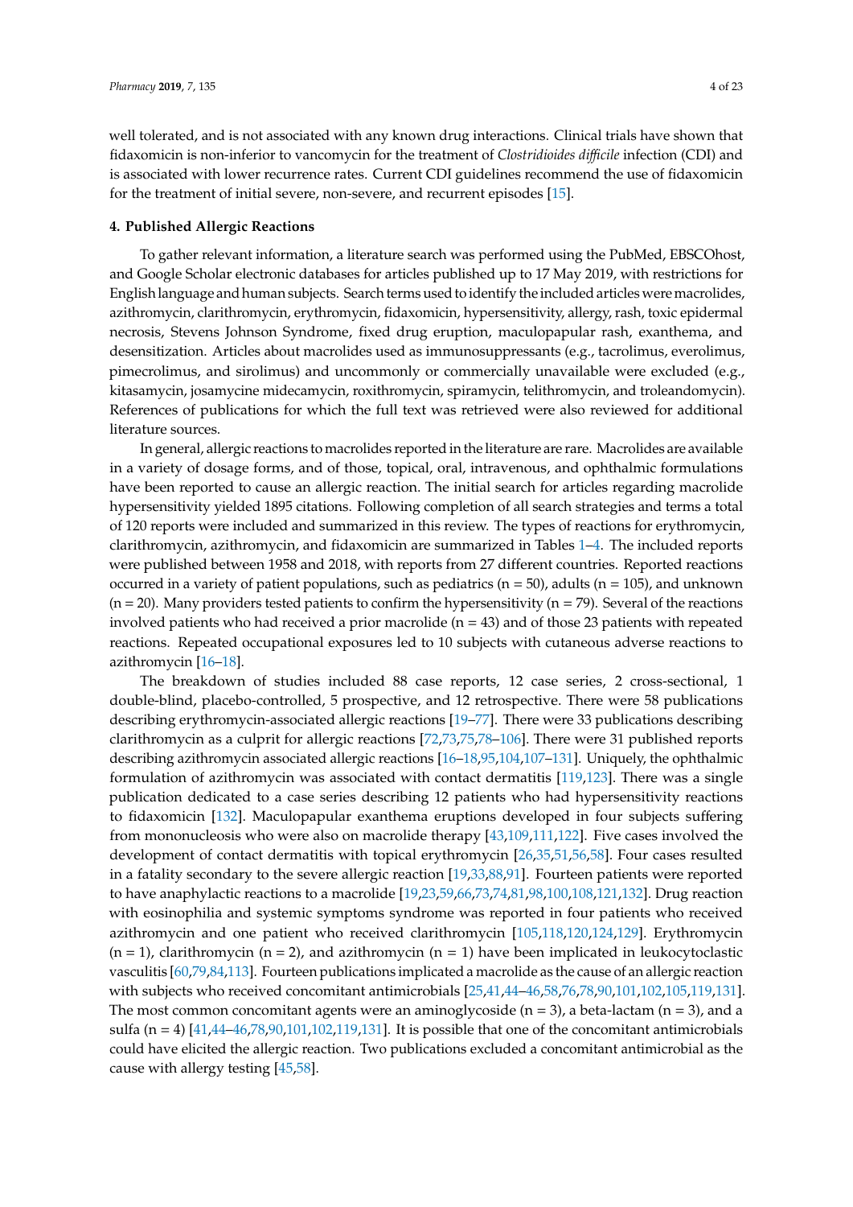well tolerated, and is not associated with any known drug interactions. Clinical trials have shown that fidaxomicin is non-inferior to vancomycin for the treatment of *Clostridioides difficile* infection (CDI) and is associated with lower recurrence rates. Current CDI guidelines recommend the use of fidaxomicin for the treatment of initial severe, non-severe, and recurrent episodes [15].

## 4. Published Allergic Reactions

To gather relevant information, a literature search was performed using the PubMed, EBSCOhost, and Google Scholar electronic databases for articles published up to 17 May 2019, with restrictions for English language and human subjects. Search terms used to identify the included articles were macrolides, azithromycin, clarithromycin, erythromycin, fidaxomicin, hypersensitivity, allergy, rash, toxic epidermal necrosis, Stevens Johnson Syndrome, fixed drug eruption, maculopapular rash, exanthema, and desensitization. Articles about macrolides used as immunosuppressants (e.g., tacrolimus, everolimus, pimecrolimus, and sirolimus) and uncommonly or commercially unavailable were excluded (e.g., kitasamycin, josamycine midecamycin, roxithromycin, spiramycin, telithromycin, and troleandomycin). References of publications for which the full text was retrieved were also reviewed for additional literature sources.

In general, allergic reactions to macrolides reported in the literature are rare. Macrolides are available in a variety of dosage forms, and of those, topical, oral, intravenous, and ophthalmic formulations have been reported to cause an allergic reaction. The initial search for articles regarding macrolide hypersensitivity yielded 1895 citations. Following completion of all search strategies and terms a total of 120 reports were included and summarized in this review. The types of reactions for erythromycin, clarithromycin, azithromycin, and fidaxomicin are summarized in Tables 1–4. The included reports were published between 1958 and 2018, with reports from 27 different countries. Reported reactions occurred in a variety of patient populations, such as pediatrics (n = 50), adults (n = 105), and unknown (n = 20). Many providers tested patients to confirm the hypersensitivity (n = 79). Several of the reactions involved patients who had received a prior macrolide (n = 43) and of those 23 patients with repeated reactions. Repeated occupational exposures led to 10 subjects with cutaneous adverse reactions to azithromycin [16–18].

The breakdown of studies included 88 case reports, 12 case series, 2 cross-sectional, 1 double-blind, placebo-controlled, 5 prospective, and 12 retrospective. There were 58 publications describing erythromycin-associated allergic reactions [19–77]. There were 33 publications describing clarithromycin as a culprit for allergic reactions [72,73,75,78–106]. There were 31 published reports describing azithromycin associated allergic reactions [16–18,95,104,107–131]. Uniquely, the ophthalmic formulation of azithromycin was associated with contact dermatitis [119,123]. There was a single publication dedicated to a case series describing 12 patients who had hypersensitivity reactions to fidaxomicin [132]. Maculopapular exanthema eruptions developed in four subjects suffering from mononucleosis who were also on macrolide therapy [43,109,111,122]. Five cases involved the development of contact dermatitis with topical erythromycin [26,35,51,56,58]. Four cases resulted in a fatality secondary to the severe allergic reaction [19,33,88,91]. Fourteen patients were reported to have anaphylactic reactions to a macrolide [19,23,59,66,73,74,81,98,100,108,121,132]. Drug reaction with eosinophilia and systemic symptoms syndrome was reported in four patients who received azithromycin and one patient who received clarithromycin [105,118,120,124,129]. Erythromycin (n = 1), clarithromycin (n = 2), and azithromycin (n = 1) have been implicated in leukocytoclastic vasculitis [60,79,84,113]. Fourteen publications implicated a macrolide as the cause of an allergic reaction with subjects who received concomitant antimicrobials [25,41,44–46,58,76,78,90,101,102,105,119,131]. The most common concomitant agents were an aminoglycoside (n = 3), a beta-lactam (n = 3), and a sulfa (n = 4) [41,44–46,78,90,101,102,119,131]. It is possible that one of the concomitant antimicrobials could have elicited the allergic reaction. Two publications excluded a concomitant antimicrobial as the cause with allergy testing [45,58].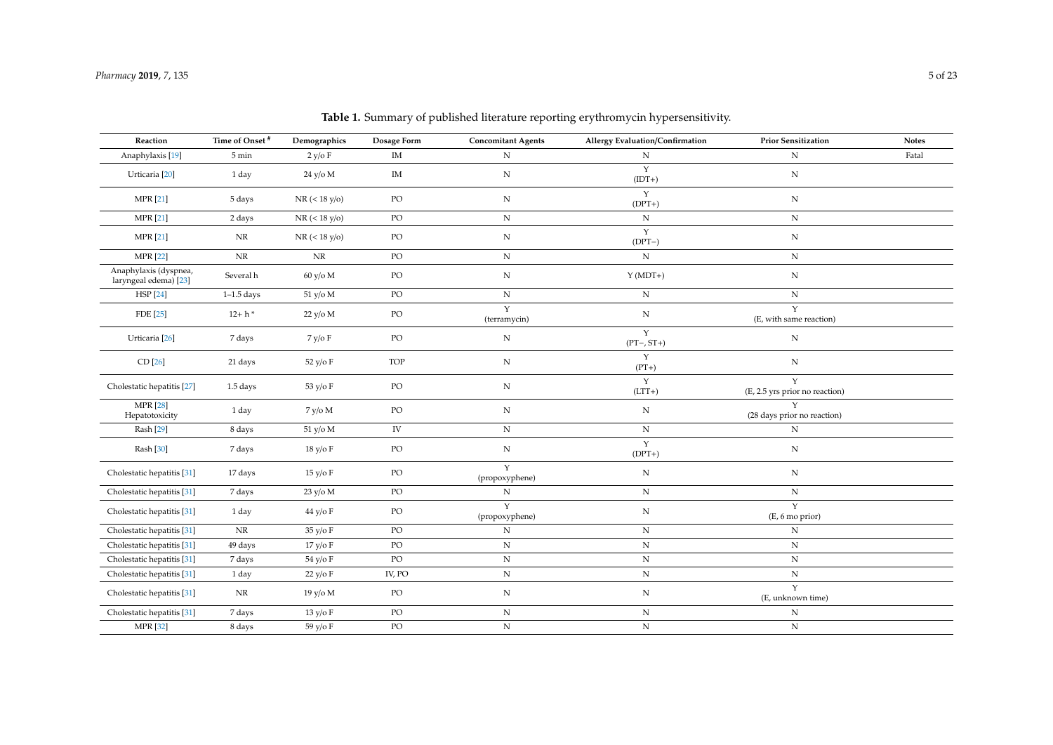**Table 1.** Summary of published literature reporting erythromycin hypersensitivity.

| Reaction | Time of Onset # | Demographics | Dosage Form | Concomitant Agents | Allergy Evaluation/Confirmation | Prior Sensitization | Notes |
|---|---|---|---|---|---|---|---|
| Anaphylaxis [19] | 5 min | 2 y/o F | IM | N | N | N | Fatal |
| Urticaria [20] | 1 day | 24 y/o M | IM | N | Y (IDT+) | N | |
| MPR [21] | 5 days | NR (< 18 y/o) | PO | N | Y (DPT+) | N | |
| MPR [21] | 2 days | NR (< 18 y/o) | PO | N | N | N | |
| MPR [21] | NR | NR (< 18 y/o) | PO | N | Y (DPT−) | N | |
| MPR [22] | NR | NR | PO | N | N | N | |
| Anaphylaxis (dyspnea, laryngeal edema) [23] | Several h | 60 y/o M | PO | N | Y (MDT+) | N | |
| HSP [24] | 1–1.5 days | 51 y/o M | PO | N | N | N | |
| FDE [25] | 12+ h * | 22 y/o M | PO | Y (terramycin) | N | Y (E, with same reaction) | |
| Urticaria [26] | 7 days | 7 y/o F | PO | N | Y (PT−, ST+) | N | |
| CD [26] | 21 days | 52 y/o F | TOP | N | Y (PT+) | N | |
| Cholestatic hepatitis [27] | 1.5 days | 53 y/o F | PO | N | Y (LTT+) | Y (E, 2.5 yrs prior no reaction) | |
| MPR [28] Hepatotoxicity | 1 day | 7 y/o M | PO | N | N | Y (28 days prior no reaction) | |
| Rash [29] | 8 days | 51 y/o M | IV | N | N | N | |
| Rash [30] | 7 days | 18 y/o F | PO | N | Y (DPT+) | N | |
| Cholestatic hepatitis [31] | 17 days | 15 y/o F | PO | Y (propoxyphene) | N | N | |
| Cholestatic hepatitis [31] | 7 days | 23 y/o M | PO | N | N | N | |
| Cholestatic hepatitis [31] | 1 day | 44 y/o F | PO | Y (propoxyphene) | N | Y (E, 6 mo prior) | |
| Cholestatic hepatitis [31] | NR | 35 y/o F | PO | N | N | N | |
| Cholestatic hepatitis [31] | 49 days | 17 y/o F | PO | N | N | N | |
| Cholestatic hepatitis [31] | 7 days | 54 y/o F | PO | N | N | N | |
| Cholestatic hepatitis [31] | 1 day | 22 y/o F | IV, PO | N | N | N | |
| Cholestatic hepatitis [31] | NR | 19 y/o M | PO | N | N | Y (E, unknown time) | |
| Cholestatic hepatitis [31] | 7 days | 13 y/o F | PO | N | N | N | |
| MPR [32] | 8 days | 59 y/o F | PO | N | N | N | |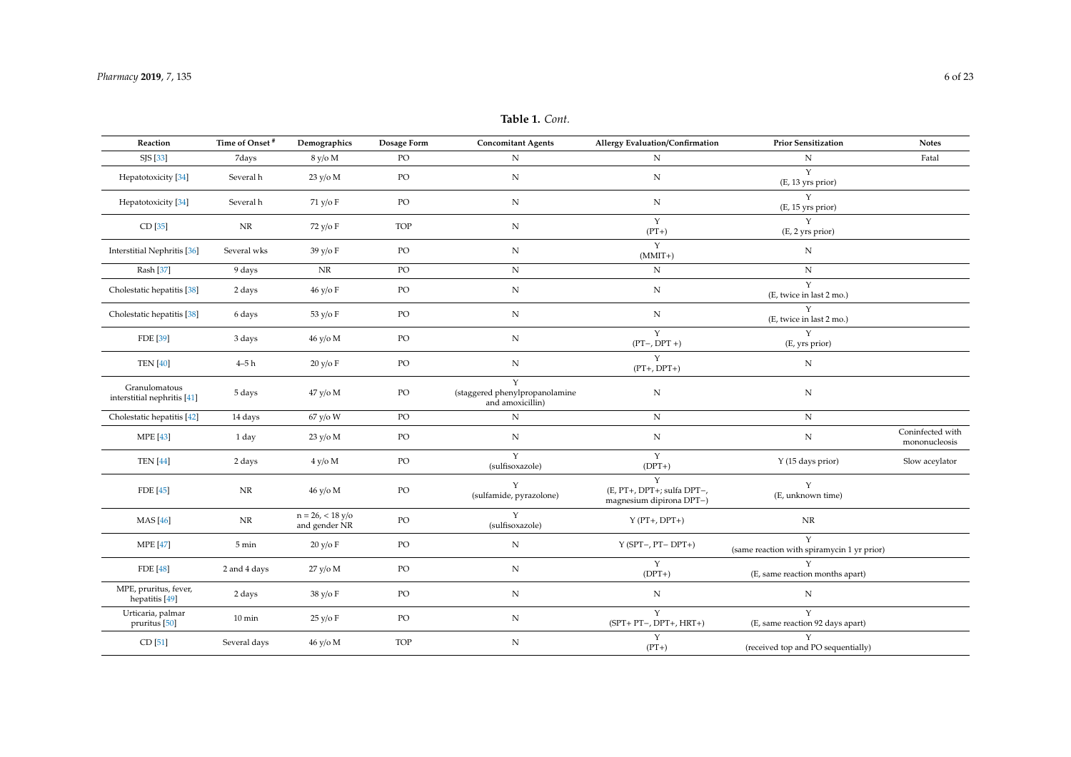**Table 1.** *Cont.*

| Reaction | Time of Onset # | Demographics | Dosage Form | Concomitant Agents | Allergy Evaluation/Confirmation | Prior Sensitization | Notes |
|---|---|---|---|---|---|---|---|
| SJS [33] | 7days | 8 y/o M | PO | N | N | N | Fatal |
| Hepatotoxicity [34] | Several h | 23 y/o M | PO | N | N | Y (E, 13 yrs prior) | |
| Hepatotoxicity [34] | Several h | 71 y/o F | PO | N | N | Y (E, 15 yrs prior) | |
| CD [35] | NR | 72 y/o F | TOP | N | Y (PT+) | Y (E, 2 yrs prior) | |
| Interstitial Nephritis [36] | Several wks | 39 y/o F | PO | N | Y (MMIT+) | N | |
| Rash [37] | 9 days | NR | PO | N | N | N | |
| Cholestatic hepatitis [38] | 2 days | 46 y/o F | PO | N | N | Y (E, twice in last 2 mo.) | |
| Cholestatic hepatitis [38] | 6 days | 53 y/o F | PO | N | N | Y (E, twice in last 2 mo.) | |
| FDE [39] | 3 days | 46 y/o M | PO | N | Y (PT−, DPT +) | Y (E, yrs prior) | |
| TEN [40] | 4–5 h | 20 y/o F | PO | N | Y (PT+, DPT+) | N | |
| Granulomatous interstitial nephritis [41] | 5 days | 47 y/o M | PO | Y (staggered phenylpropanolamine and amoxicillin) | N | N | |
| Cholestatic hepatitis [42] | 14 days | 67 y/o W | PO | N | N | N | |
| MPE [43] | 1 day | 23 y/o M | PO | N | N | N | Coninfected with mononucleosis |
| TEN [44] | 2 days | 4 y/o M | PO | Y (sulfisoxazole) | Y (DPT+) | Y (15 days prior) | Slow aceylator |
| FDE [45] | NR | 46 y/o M | PO | Y (sulfamide, pyrazolone) | Y (E, PT+, DPT+; sulfa DPT−, magnesium dipirona DPT−) | Y (E, unknown time) | |
| MAS [46] | NR | n = 26, < 18 y/o and gender NR | PO | Y (sulfisoxazole) | Y (PT+, DPT+) | NR | |
| MPE [47] | 5 min | 20 y/o F | PO | N | Y (SPT−, PT− DPT+) | Y (same reaction with spiramycin 1 yr prior) | |
| FDE [48] | 2 and 4 days | 27 y/o M | PO | N | Y (DPT+) | Y (E, same reaction months apart) | |
| MPE, pruritus, fever, hepatitis [49] | 2 days | 38 y/o F | PO | N | N | N | |
| Urticaria, palmar pruritus [50] | 10 min | 25 y/o F | PO | N | Y (SPT+ PT−, DPT+, HRT+) | Y (E, same reaction 92 days apart) | |
| CD [51] | Several days | 46 y/o M | TOP | N | Y (PT+) | Y (received top and PO sequentially) | |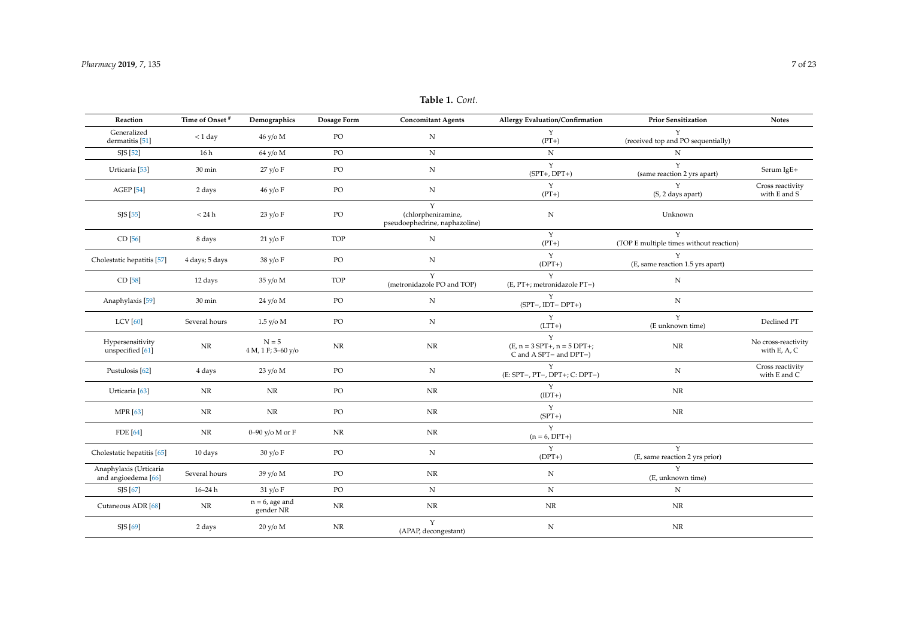**Table 1.** *Cont.*

| Reaction | Time of Onset [#] | Demographics | Dosage Form | Concomitant Agents | Allergy Evaluation/Confirmation | Prior Sensitization | Notes |
|---|---|---|---|---|---|---|---|
| Generalized dermatitis [51] | < 1 day | 46 y/o M | PO | N | Y (PT+) | Y (received top and PO sequentially) | |
| SJS [52] | 16 h | 64 y/o M | PO | N | N | N | |
| Urticaria [53] | 30 min | 27 y/o F | PO | N | Y (SPT+, DPT+) | Y (same reaction 2 yrs apart) | Serum IgE+ |
| AGEP [54] | 2 days | 46 y/o F | PO | N | Y (PT+) | Y (S, 2 days apart) | Cross reactivity with E and S |
| SJS [55] | < 24 h | 23 y/o F | PO | Y (chlorpheniramine, pseudoephedrine, naphazoline) | N | Unknown | |
| CD [56] | 8 days | 21 y/o F | TOP | N | Y (PT+) | Y (TOP E multiple times without reaction) | |
| Cholestatic hepatitis [57] | 4 days; 5 days | 38 y/o F | PO | N | Y (DPT+) | Y (E, same reaction 1.5 yrs apart) | |
| CD [58] | 12 days | 35 y/o M | TOP | Y (metronidazole PO and TOP) | Y (E, PT+; metronidazole PT−) | N | |
| Anaphylaxis [59] | 30 min | 24 y/o M | PO | N | Y (SPT−, IDT− DPT+) | N | |
| LCV [60] | Several hours | 1.5 y/o M | PO | N | Y (LTT+) | Y (E unknown time) | Declined PT |
| Hypersensitivity unspecified [61] | NR | N = 5 4 M, 1 F; 3–60 y/o | NR | NR | Y (E, n = 3 SPT+, n = 5 DPT+; C and A SPT− and DPT−) | NR | No cross-reactivity with E, A, C |
| Pustulosis [62] | 4 days | 23 y/o M | PO | N | Y (E: SPT−, PT−, DPT+; C: DPT−) | N | Cross reactivity with E and C |
| Urticaria [63] | NR | NR | PO | NR | Y (IDT+) | NR | |
| MPR [63] | NR | NR | PO | NR | Y (SPT+) | NR | |
| FDE [64] | NR | 0–90 y/o M or F | NR | NR | Y (n = 6, DPT+) | | |
| Cholestatic hepatitis [65] | 10 days | 30 y/o F | PO | N | Y (DPT+) | Y (E, same reaction 2 yrs prior) | |
| Anaphylaxis (Urticaria and angioedema [66] | Several hours | 39 y/o M | PO | NR | N | Y (E, unknown time) | |
| SJS [67] | 16–24 h | 31 y/o F | PO | N | N | N | |
| Cutaneous ADR [68] | NR | n = 6, age and gender NR | NR | NR | NR | NR | |
| SJS [69] | 2 days | 20 y/o M | NR | Y (APAP, decongestant) | N | NR | |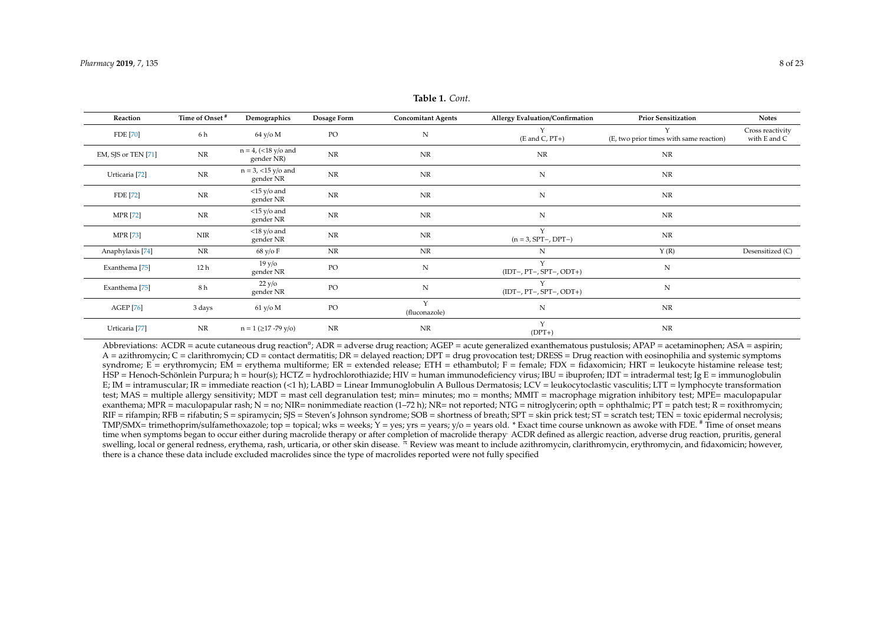**Table 1.** *Cont.*

| Reaction | Time of Onset # | Demographics | Dosage Form | Concomitant Agents | Allergy Evaluation/Confirmation | Prior Sensitization | Notes |
|---|---|---|---|---|---|---|---|
| FDE [70] | 6 h | 64 y/o M | PO | N | Y (E and C, PT+) | Y (E, two prior times with same reaction) | Cross reactivity with E and C |
| EM, SJS or TEN [71] | NR | n = 4, (<18 y/o and gender NR) | NR | NR | NR | NR | |
| Urticaria [72] | NR | n = 3, <15 y/o and gender NR | NR | NR | N | NR | |
| FDE [72] | NR | <15 y/o and gender NR | NR | NR | N | NR | |
| MPR [72] | NR | <15 y/o and gender NR | NR | NR | N | NR | |
| MPR [73] | NIR | <18 y/o and gender NR | NR | NR | Y (n = 3, SPT−, DPT−) | NR | |
| Anaphylaxis [74] | NR | 68 y/o F | NR | NR | N | Y (R) | Desensitized (C) |
| Exanthema [75] | 12 h | 19 y/o gender NR | PO | N | Y (IDT−, PT−, SPT−, ODT+) | N | |
| Exanthema [75] | 8 h | 22 y/o gender NR | PO | N | Y (IDT−, PT−, SPT−, ODT+) | N | |
| AGEP [76] | 3 days | 61 y/o M | PO | Y (fluconazole) | N | NR | |
| Urticaria [77] | NR | n = 1 (≥17 -79 y/o) | NR | NR | Y (DPT+) | NR | |

Abbreviations: ACDR = acute cutaneous drug reaction[α]; ADR = adverse drug reaction; AGEP = acute generalized exanthematous pustulosis; APAP = acetaminophen; ASA = aspirin; A = azithromycin; C = clarithromycin; CD = contact dermatitis; DR = delayed reaction; DPT = drug provocation test; DRESS = Drug reaction with eosinophilia and systemic symptoms syndrome; E = erythromycin; EM = erythema multiforme; ER = extended release; ETH = ethambutol; F = female; FDX = fidaxomicin; HRT = leukocyte histamine release test; HSP = Henoch-Schönlein Purpura; h = hour(s); HCTZ = hydrochlorothiazide; HIV = human immunodeficiency virus; IBU = ibuprofen; IDT = intradermal test; Ig E = immunoglobulin E; IM = intramuscular; IR = immediate reaction (<1 h); LABD = Linear Immunoglobulin A Bullous Dermatosis; LCV = leukocytoclastic vasculitis; LTT = lymphocyte transformation test; MAS = multiple allergy sensitivity; MDT = mast cell degranulation test; min= minutes; mo = months; MMIT = macrophage migration inhibitory test; MPE= maculopapular exanthema; MPR = maculopapular rash; N = no; NIR= nonimmediate reaction (1–72 h); NR= not reported; NTG = nitroglycerin; opth = ophthalmic; PT = patch test; R = roxithromycin; RIF = rifampin; RFB = rifabutin; S = spiramycin; SJS = Steven's Johnson syndrome; SOB = shortness of breath; SPT = skin prick test; ST = scratch test; TEN = toxic epidermal necrolysis; TMP/SMX= trimethoprim/sulfamethoxazole; top = topical; wks = weeks; Y = yes; yrs = years; y/o = years old. * Exact time course unknown as awoke with FDE. # Time of onset means time when symptoms began to occur either during macrolide therapy or after completion of macrolide therapy. ACDR defined as allergic reaction, adverse drug reaction, pruritis, general swelling, local or general redness, erythema, rash, urticaria, or other skin disease. [π] Review was meant to include azithromycin, clarithromycin, erythromycin, and fidaxomicin; however, there is a chance these data include excluded macrolides since the type of macrolides reported were not fully specified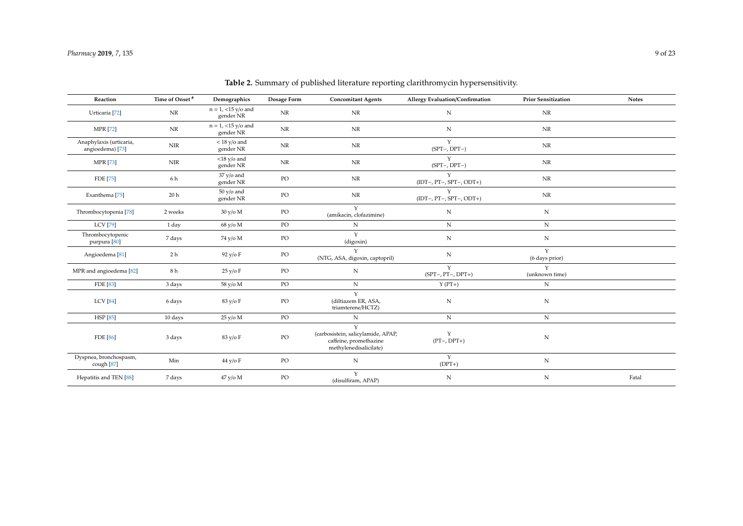**Table 2.** Summary of published literature reporting clarithromycin hypersensitivity.

| Reaction | Time of Onset # | Demographics | Dosage Form | Concomitant Agents | Allergy Evaluation/Confirmation | Prior Sensitization | Notes |
|---|---|---|---|---|---|---|---|
| Urticaria [72] | NR | n = 1, <15 y/o and gender NR | NR | NR | N | NR | |
| MPR [72] | NR | n = 1, <15 y/o and gender NR | NR | NR | N | NR | |
| Anaphylaxis (urticaria, angioedema) [73] | NIR | < 18 y/o and gender NR | NR | NR | Y (SPT−, DPT−) | NR | |
| MPR [73] | NIR | <18 y/o and gender NR | NR | NR | Y (SPT−, DPT−) | NR | |
| FDE [75] | 6 h | 37 y/o and gender NR | PO | NR | Y (IDT−, PT−, SPT−, ODT+) | NR | |
| Exanthema [75] | 20 h | 50 y/o and gender NR | PO | NR | Y (IDT−, PT−, SPT−, ODT+) | NR | |
| Thrombocytopenia [78] | 2 weeks | 30 y/o M | PO | Y (amikacin, clofazimine) | N | N | |
| LCV [79] | 1 day | 68 y/o M | PO | N | N | N | |
| Thrombocytopenic purpura [80] | 7 days | 74 y/o M | PO | Y (digoxin) | N | N | |
| Angioedema [81] | 2 h | 92 y/o F | PO | Y (NTG, ASA, digoxin, captopril) | N | Y (6 days prior) | |
| MPR and angioedema [82] | 8 h | 25 y/o F | PO | N | Y (SPT−, PT−, DPT+) | Y (unknown time) | |
| FDE [83] | 3 days | 58 y/o M | PO | N | Y (PT+) | N | |
| LCV [84] | 6 days | 83 y/o F | PO | Y (diltiazem ER, ASA, triamterene/HCTZ) | N | N | |
| HSP [85] | 10 days | 25 y/o M | PO | N | N | N | |
| FDE [86] | 3 days | 83 y/o F | PO | Y (carbosistein, salicylamide, APAP, caffeine, promethazine methylenedisalicilate) | Y (PT−, DPT+) | N | |
| Dyspnea, bronchospasm, cough [87] | Min | 44 y/o F | PO | N | Y (DPT+) | N | |
| Hepatitis and TEN [88] | 7 days | 47 y/o M | PO | Y (disulfiram, APAP) | N | N | Fatal |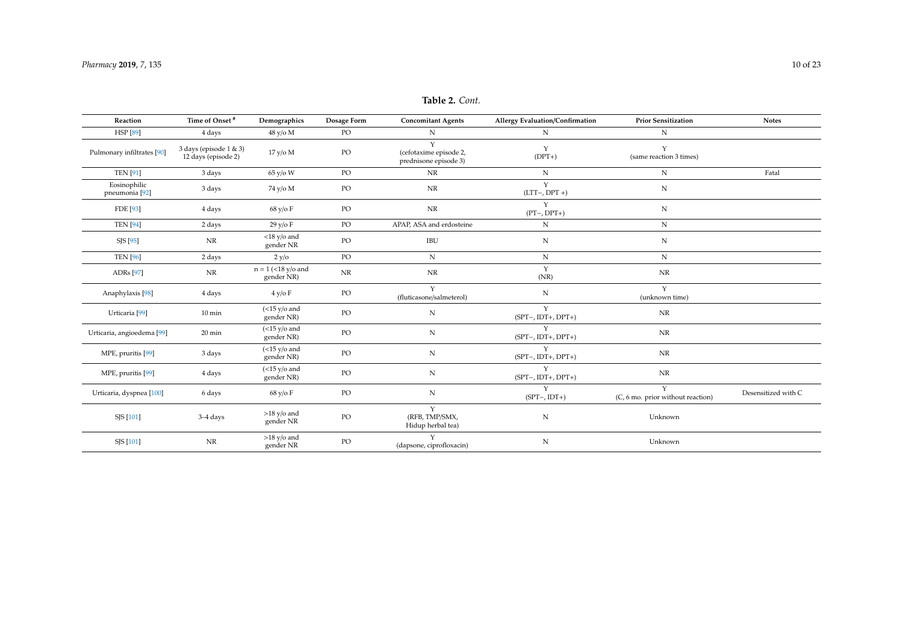**Table 2.** *Cont.*

| Reaction | Time of Onset # | Demographics | Dosage Form | Concomitant Agents | Allergy Evaluation/Confirmation | Prior Sensitization | Notes |
|---|---|---|---|---|---|---|---|
| HSP [89] | 4 days | 48 y/o M | PO | N | N | N | |
| Pulmonary infiltrates [90] | 3 days (episode 1 & 3) 12 days (episode 2) | 17 y/o M | PO | Y (cefotaxime episode 2, prednisone episode 3) | Y (DPT+) | Y (same reaction 3 times) | |
| TEN [91] | 3 days | 65 y/o W | PO | NR | N | N | Fatal |
| Eosinophilic pneumonia [92] | 3 days | 74 y/o M | PO | NR | Y (LTT−, DPT +) | N | |
| FDE [93] | 4 days | 68 y/o F | PO | NR | Y (PT−, DPT+) | N | |
| TEN [94] | 2 days | 29 y/o F | PO | APAP, ASA and erdosteine | N | N | |
| SJS [95] | NR | <18 y/o and gender NR | PO | IBU | N | N | |
| TEN [96] | 2 days | 2 y/o | PO | N | N | N | |
| ADRs [97] | NR | n = 1 (<18 y/o and gender NR) | NR | NR | Y (NR) | NR | |
| Anaphylaxis [98] | 4 days | 4 y/o F | PO | Y (fluticasone/salmeterol) | N | Y (unknown time) | |
| Urticaria [99] | 10 min | (<15 y/o and gender NR) | PO | N | Y (SPT−, IDT+, DPT+) | NR | |
| Urticaria, angioedema [99] | 20 min | (<15 y/o and gender NR) | PO | N | Y (SPT−, IDT+, DPT+) | NR | |
| MPE, pruritis [99] | 3 days | (<15 y/o and gender NR) | PO | N | Y (SPT−, IDT+, DPT+) | NR | |
| MPE, pruritis [99] | 4 days | (<15 y/o and gender NR) | PO | N | Y (SPT−, IDT+, DPT+) | NR | |
| Urticaria, dyspnea [100] | 6 days | 68 y/o F | PO | N | Y (SPT−, IDT+) | Y (C, 6 mo. prior without reaction) | Desensitized with C |
| SJS [101] | 3–4 days | >18 y/o and gender NR | PO | Y (RFB, TMP/SMX, Hidup herbal tea) | N | Unknown | |
| SJS [101] | NR | >18 y/o and gender NR | PO | Y (dapsone, ciprofloxacin) | N | Unknown | |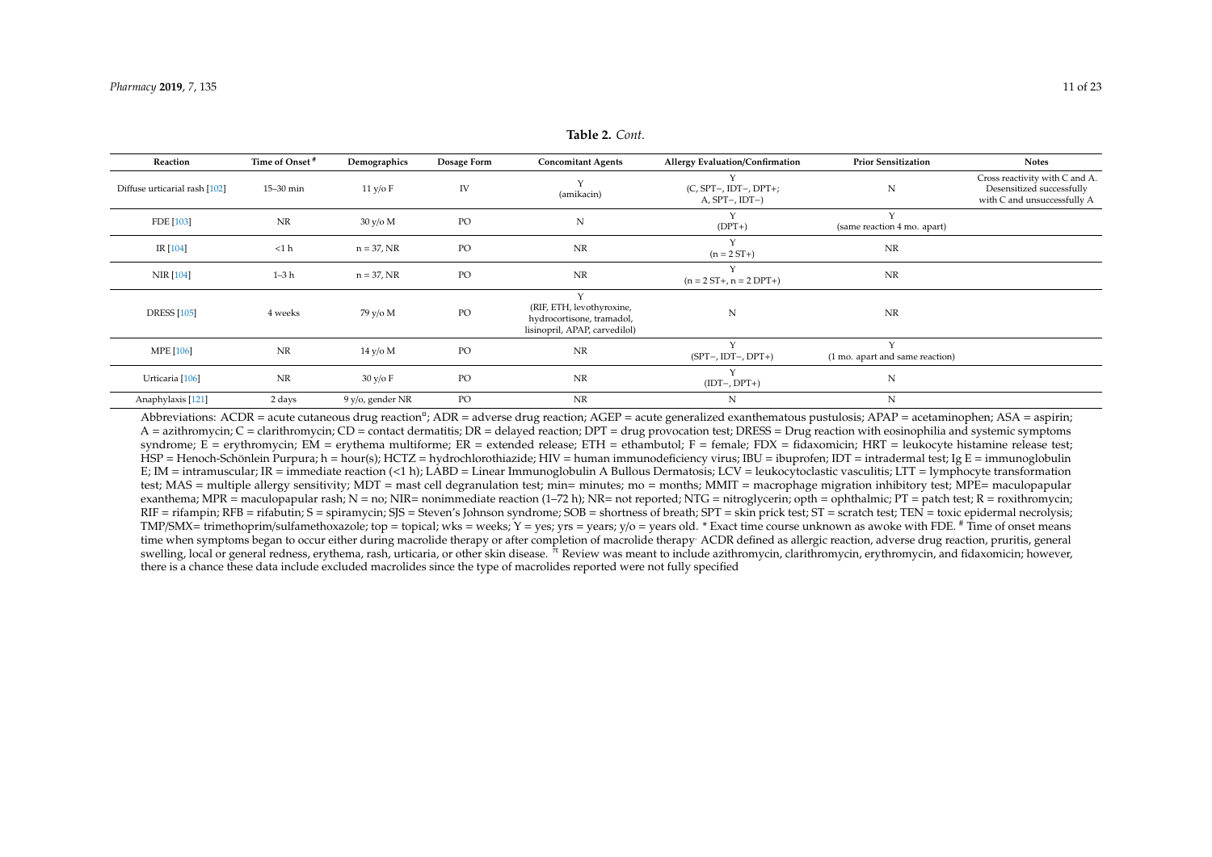**Table 2.** *Cont.*

| Reaction | Time of Onset # | Demographics | Dosage Form | Concomitant Agents | Allergy Evaluation/Confirmation | Prior Sensitization | Notes |
|---|---|---|---|---|---|---|---|
| Diffuse urticarial rash [102] | 15–30 min | 11 y/o F | IV | Y (amikacin) | Y (C, SPT−, IDT−, DPT+; A, SPT−, IDT−) | N | Cross reactivity with C and A. Desensitized successfully with C and unsuccessfully A |
| FDE [103] | NR | 30 y/o M | PO | N | Y (DPT+) | Y (same reaction 4 mo. apart) | |
| IR [104] | <1 h | n = 37, NR | PO | NR | Y (n = 2 ST+) | NR | |
| NIR [104] | 1–3 h | n = 37, NR | PO | NR | Y (n = 2 ST+, n = 2 DPT+) | NR | |
| DRESS [105] | 4 weeks | 79 y/o M | PO | Y (RIF, ETH, levothyroxine, hydrocortisone, tramadol, lisinopril, APAP, carvedilol) | N | NR | |
| MPE [106] | NR | 14 y/o M | PO | NR | Y (SPT−, IDT−, DPT+) | Y (1 mo. apart and same reaction) | |
| Urticaria [106] | NR | 30 y/o F | PO | NR | Y (IDT−, DPT+) | N | |
| Anaphylaxis [121] | 2 days | 9 y/o, gender NR | PO | NR | N | N | |

Abbreviations: ACDR = acute cutaneous drug reaction[α]; ADR = adverse drug reaction; AGEP = acute generalized exanthematous pustulosis; APAP = acetaminophen; ASA = aspirin; A = azithromycin; C = clarithromycin; CD = contact dermatitis; DR = delayed reaction; DPT = drug provocation test; DRESS = Drug reaction with eosinophilia and systemic symptoms syndrome; E = erythromycin; EM = erythema multiforme; ER = extended release; ETH = ethambutol; F = female; FDX = fidaxomicin; HRT = leukocyte histamine release test; HSP = Henoch-Schönlein Purpura; h = hour(s); HCTZ = hydrochlorothiazide; HIV = human immunodeficiency virus; IBU = ibuprofen; IDT = intradermal test; Ig E = immunoglobulin E; IM = intramuscular; IR = immediate reaction (<1 h); LABD = Linear Immunoglobulin A Bullous Dermatosis; LCV = leukocytoclastic vasculitis; LTT = lymphocyte transformation test; MAS = multiple allergy sensitivity; MDT = mast cell degranulation test; min= minutes; mo = months; MMIT = macrophage migration inhibitory test; MPE= maculopapular exanthema; MPR = maculopapular rash; N = no; NIR= nonimmediate reaction (1–72 h); NR= not reported; NTG = nitroglycerin; opth = ophthalmic; PT = patch test; R = roxithromycin; RIF = rifampin; RFB = rifabutin; S = spiramycin; SJS = Steven's Johnson syndrome; SOB = shortness of breath; SPT = skin prick test; ST = scratch test; TEN = toxic epidermal necrolysis; TMP/SMX= trimethoprim/sulfamethoxazole; top = topical; wks = weeks; Y = yes; yrs = years; y/o = years old. * Exact time course unknown as awoke with FDE. # Time of onset means time when symptoms began to occur either during macrolide therapy or after completion of macrolide therapy. ACDR defined as allergic reaction, adverse drug reaction, pruritis, general swelling, local or general redness, erythema, rash, urticaria, or other skin disease. [π] Review was meant to include azithromycin, clarithromycin, erythromycin, and fidaxomicin; however, there is a chance these data include excluded macrolides since the type of macrolides reported were not fully specified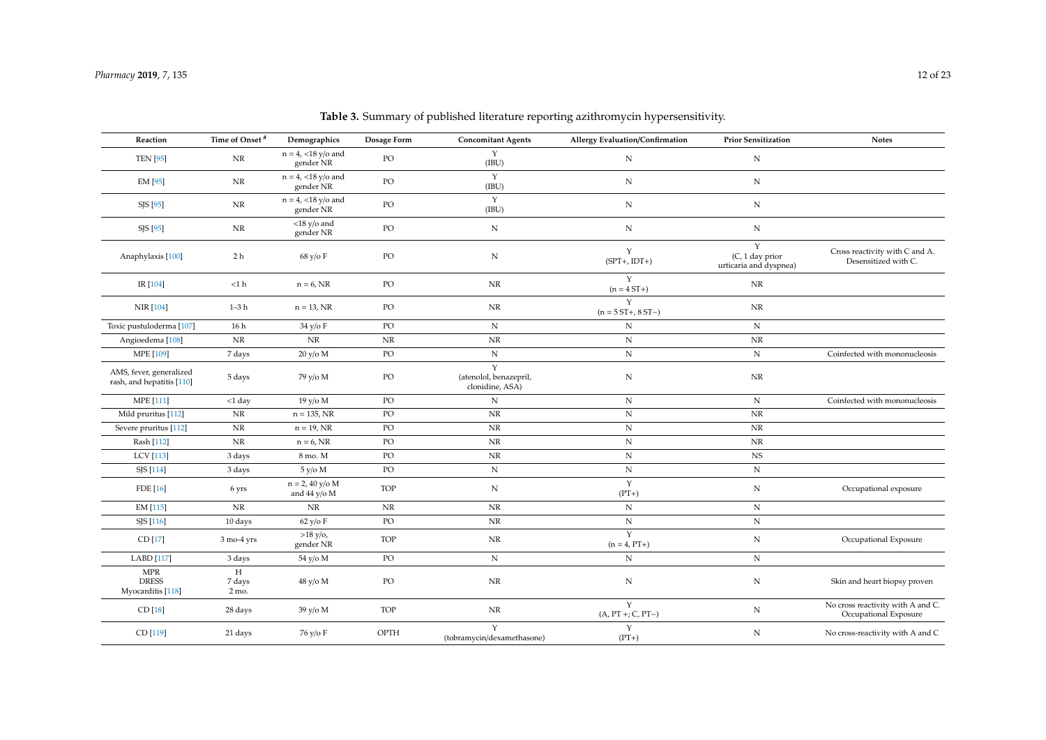**Table 3.** Summary of published literature reporting azithromycin hypersensitivity.

| Reaction | Time of Onset # | Demographics | Dosage Form | Concomitant Agents | Allergy Evaluation/Confirmation | Prior Sensitization | Notes |
|---|---|---|---|---|---|---|---|
| TEN [95] | NR | n = 4, <18 y/o and gender NR | PO | Y (IBU) | N | N | |
| EM [95] | NR | n = 4, <18 y/o and gender NR | PO | Y (IBU) | N | N | |
| SJS [95] | NR | n = 4, <18 y/o and gender NR | PO | Y (IBU) | N | N | |
| SJS [95] | NR | <18 y/o and gender NR | PO | N | N | N | |
| Anaphylaxis [100] | 2 h | 68 y/o F | PO | N | Y (SPT+, IDT+) | Y (C, 1 day prior urticaria and dyspnea) | Cross reactivity with C and A. Desensitized with C. |
| IR [104] | <1 h | n = 6, NR | PO | NR | Y (n = 4 ST+) | NR | |
| NIR [104] | 1–3 h | n = 13, NR | PO | NR | Y (n = 5 ST+, 8 ST−) | NR | |
| Toxic pustuloderma [107] | 16 h | 34 y/o F | PO | N | N | N | |
| Angioedema [108] | NR | NR | NR | NR | N | NR | |
| MPE [109] | 7 days | 20 y/o M | PO | N | N | N | Coinfected with mononucleosis |
| AMS, fever, generalized rash, and hepatitis [110] | 5 days | 79 y/o M | PO | Y (atenolol, benazepril, clonidine, ASA) | N | NR | |
| MPE [111] | <1 day | 19 y/o M | PO | N | N | N | Coinfected with mononucleosis |
| Mild pruritus [112] | NR | n = 135, NR | PO | NR | N | NR | |
| Severe pruritus [112] | NR | n = 19, NR | PO | NR | N | NR | |
| Rash [112] | NR | n = 6, NR | PO | NR | N | NR | |
| LCV [113] | 3 days | 8 mo. M | PO | NR | N | NS | |
| SJS [114] | 3 days | 5 y/o M | PO | N | N | N | |
| FDE [16] | 6 yrs | n = 2, 40 y/o M and 44 y/o M | TOP | N | Y (PT+) | N | Occupational exposure |
| EM [115] | NR | NR | NR | NR | N | N | |
| SJS [116] | 10 days | 62 y/o F | PO | NR | N | N | |
| CD [17] | 3 mo-4 yrs | >18 y/o, gender NR | TOP | NR | Y (n = 4, PT+) | N | Occupational Exposure |
| LABD [117] | 3 days | 54 y/o M | PO | N | N | N | |
| MPR DRESS Myocarditis [118] | H 7 days 2 mo. | 48 y/o M | PO | NR | N | N | Skin and heart biopsy proven |
| CD [18] | 28 days | 39 y/o M | TOP | NR | Y (A, PT +; C, PT−) | N | No cross reactivity with A and C. Occupational Exposure |
| CD [119] | 21 days | 76 y/o F | OPTH | Y (tobramycin/dexamethasone) | Y (PT+) | N | No cross-reactivity with A and C |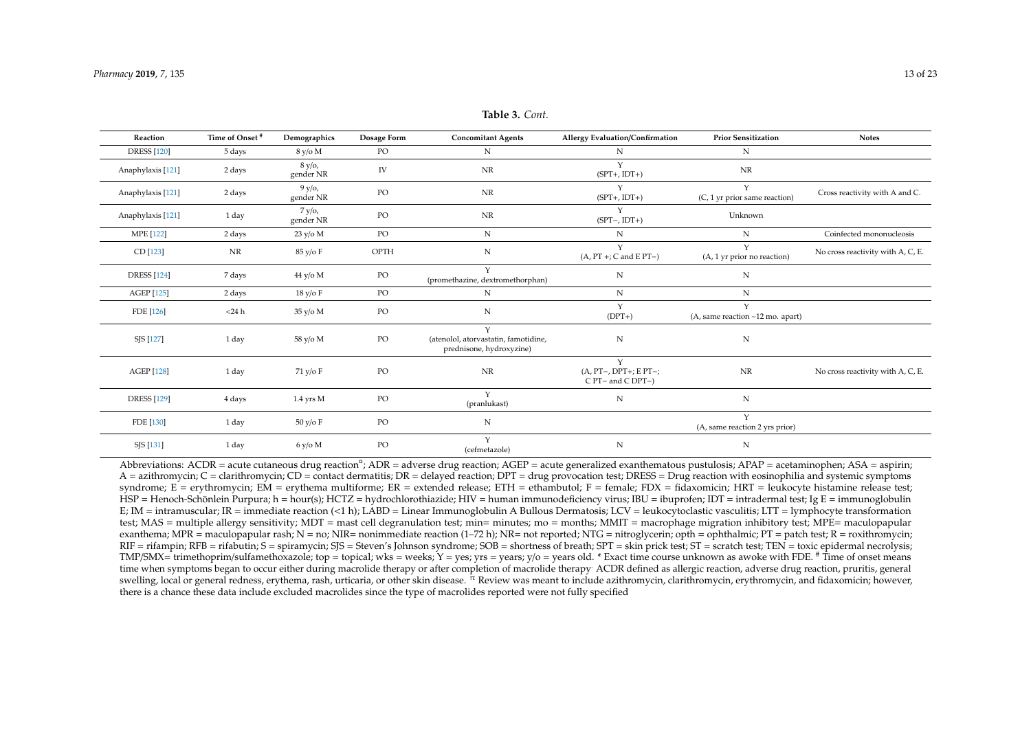**Table 3.** *Cont.*

| Reaction | Time of Onset # | Demographics | Dosage Form | Concomitant Agents | Allergy Evaluation/Confirmation | Prior Sensitization | Notes |
|---|---|---|---|---|---|---|---|
| DRESS [120] | 5 days | 8 y/o M | PO | N | N | N | |
| Anaphylaxis [121] | 2 days | 8 y/o, gender NR | IV | NR | Y (SPT+, IDT+) | NR | |
| Anaphylaxis [121] | 2 days | 9 y/o, gender NR | PO | NR | Y (SPT+, IDT+) | Y (C, 1 yr prior same reaction) | Cross reactivity with A and C. |
| Anaphylaxis [121] | 1 day | 7 y/o, gender NR | PO | NR | Y (SPT−, IDT+) | Unknown | |
| MPE [122] | 2 days | 23 y/o M | PO | N | N | N | Coinfected mononucleosis |
| CD [123] | NR | 85 y/o F | OPTH | N | Y (A, PT +; C and E PT−) | Y (A, 1 yr prior no reaction) | No cross reactivity with A, C, E. |
| DRESS [124] | 7 days | 44 y/o M | PO | Y (promethazine, dextromethorphan) | N | N | |
| AGEP [125] | 2 days | 18 y/o F | PO | N | N | N | |
| FDE [126] | <24 h | 35 y/o M | PO | N | Y (DPT+) | Y (A, same reaction ~12 mo. apart) | |
| SJS [127] | 1 day | 58 y/o M | PO | Y (atenolol, atorvastatin, famotidine, prednisone, hydroxyzine) | N | N | |
| AGEP [128] | 1 day | 71 y/o F | PO | NR | Y (A, PT−, DPT+; E PT−; C PT− and C DPT−) | NR | No cross reactivity with A, C, E. |
| DRESS [129] | 4 days | 1.4 yrs M | PO | Y (pranlukast) | N | N | |
| FDE [130] | 1 day | 50 y/o F | PO | N | | Y (A, same reaction 2 yrs prior) | |
| SJS [131] | 1 day | 6 y/o M | PO | Y (cefmetazole) | N | N | |

Abbreviations: ACDR = acute cutaneous drug reaction¤; ADR = adverse drug reaction; AGEP = acute generalized exanthematous pustulosis; APAP = acetaminophen; ASA = aspirin; A = azithromycin; C = clarithromycin; CD = contact dermatitis; DR = delayed reaction; DPT = drug provocation test; DRESS = Drug reaction with eosinophilia and systemic symptoms syndrome; E = erythromycin; EM = erythema multiforme; ER = extended release; ETH = ethambutol; F = female; FDX = fidaxomicin; HRT = leukocyte histamine release test; HSP = Henoch-Schönlein Purpura; h = hour(s); HCTZ = hydrochlorothiazide; HIV = human immunodeficiency virus; IBU = ibuprofen; IDT = intradermal test; Ig E = immunoglobulin E; IM = intramuscular; IR = immediate reaction (<1 h); LABD = Linear Immunoglobulin A Bullous Dermatosis; LCV = leukocytoclastic vasculitis; LTT = lymphocyte transformation test; MAS = multiple allergy sensitivity; MDT = mast cell degranulation test; min= minutes; mo = months; MMIT = macrophage migration inhibitory test; MPE= maculopapular exanthema; MPR = maculopapular rash; N = no; NIR= nonimmediate reaction (1–72 h); NR= not reported; NTG = nitroglycerin; opth = ophthalmic; PT = patch test; R = roxithromycin; RIF = rifampin; RFB = rifabutin; S = spiramycin; SJS = Steven's Johnson syndrome; SOB = shortness of breath; SPT = skin prick test; ST = scratch test; TEN = toxic epidermal necrolysis; TMP/SMX= trimethoprim/sulfamethoxazole; top = topical; wks = weeks; Y = yes; yrs = years; y/o = years old. * Exact time course unknown as awoke with FDE. # Time of onset means time when symptoms began to occur either during macrolide therapy or after completion of macrolide therapy. ACDR defined as allergic reaction, adverse drug reaction, pruritis, general swelling, local or general redness, erythema, rash, urticaria, or other skin disease. ¤ Review was meant to include azithromycin, clarithromycin, erythromycin, and fidaxomicin; however, there is a chance these data include excluded macrolides since the type of macrolides reported were not fully specified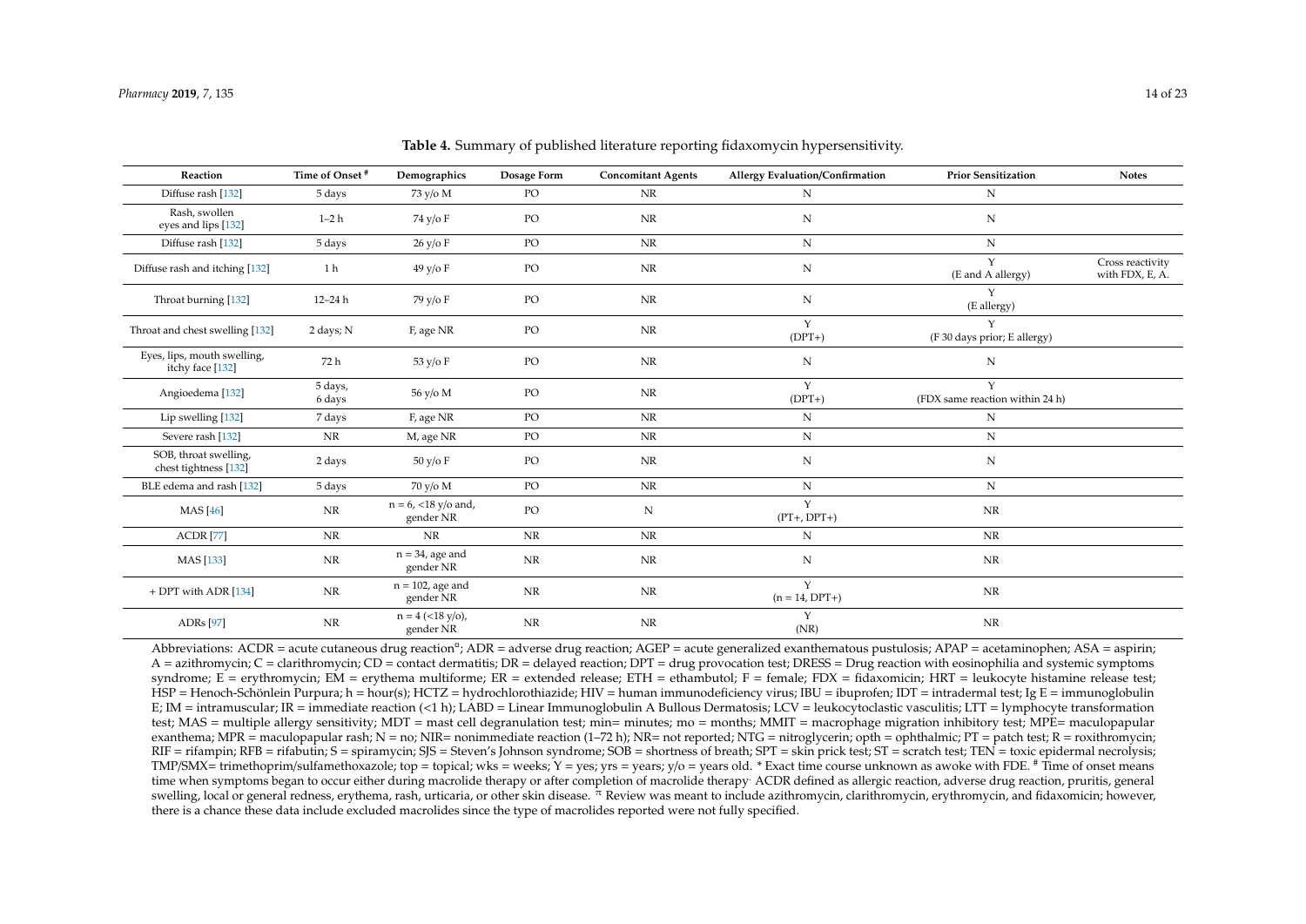**Table 4.** Summary of published literature reporting fidaxomycin hypersensitivity.

| Reaction | Time of Onset [#] | Demographics | Dosage Form | Concomitant Agents | Allergy Evaluation/Confirmation | Prior Sensitization | Notes |
|---|---|---|---|---|---|---|---|
| Diffuse rash [132] | 5 days | 73 y/o M | PO | NR | N | N | |
| Rash, swollen eyes and lips [132] | 1–2 h | 74 y/o F | PO | NR | N | N | |
| Diffuse rash [132] | 5 days | 26 y/o F | PO | NR | N | N | |
| Diffuse rash and itching [132] | 1 h | 49 y/o F | PO | NR | N | Y (E and A allergy) | Cross reactivity with FDX, E, A. |
| Throat burning [132] | 12–24 h | 79 y/o F | PO | NR | N | Y (E allergy) | |
| Throat and chest swelling [132] | 2 days; N | F, age NR | PO | NR | Y (DPT+) | Y (F 30 days prior; E allergy) | |
| Eyes, lips, mouth swelling, itchy face [132] | 72 h | 53 y/o F | PO | NR | N | N | |
| Angioedema [132] | 5 days, 6 days | 56 y/o M | PO | NR | Y (DPT+) | Y (FDX same reaction within 24 h) | |
| Lip swelling [132] | 7 days | F, age NR | PO | NR | N | N | |
| Severe rash [132] | NR | M, age NR | PO | NR | N | N | |
| SOB, throat swelling, chest tightness [132] | 2 days | 50 y/o F | PO | NR | N | N | |
| BLE edema and rash [132] | 5 days | 70 y/o M | PO | NR | N | N | |
| MAS [46] | NR | n = 6, <18 y/o and, gender NR | PO | N | Y (PT+, DPT+) | NR | |
| ACDR [77] | NR | NR | NR | NR | N | NR | |
| MAS [133] | NR | n = 34, age and gender NR | NR | NR | N | NR | |
| + DPT with ADR [134] | NR | n = 102, age and gender NR | NR | NR | Y (n = 14, DPT+) | NR | |
| ADRs [97] | NR | n = 4 (<18 y/o), gender NR | NR | NR | Y (NR) | NR | |

Abbreviations: ACDR = acute cutaneous drug reaction[¤]; ADR = adverse drug reaction; AGEP = acute generalized exanthematous pustulosis; APAP = acetaminophen; ASA = aspirin; A = azithromycin; C = clarithromycin; CD = contact dermatitis; DR = delayed reaction; DPT = drug provocation test; DRESS = Drug reaction with eosinophilia and systemic symptoms syndrome; E = erythromycin; EM = erythema multiforme; ER = extended release; ETH = ethambutol; F = female; FDX = fidaxomicin; HRT = leukocyte histamine release test; HSP = Henoch-Schönlein Purpura; h = hour(s); HCTZ = hydrochlorothiazide; HIV = human immunodeficiency virus; IBU = ibuprofen; IDT = intradermal test; Ig E = immunoglobulin E; IM = intramuscular; IR = immediate reaction (<1 h); LABD = Linear Immunoglobulin A Bullous Dermatosis; LCV = leukocytoclastic vasculitis; LTT = lymphocyte transformation test; MAS = multiple allergy sensitivity; MDT = mast cell degranulation test; min= minutes; mo = months; MMIT = macrophage migration inhibitory test; MPE= maculopapular exanthema; MPR = maculopapular rash; N = no; NIR= nonimmediate reaction (1–72 h); NR= not reported; NTG = nitroglycerin; opth = ophthalmic; PT = patch test; R = roxithromycin; RIF = rifampin; RFB = rifabutin; S = spiramycin; SJS = Steven's Johnson syndrome; SOB = shortness of breath; SPT = skin prick test; ST = scratch test; TEN = toxic epidermal necrolysis; TMP/SMX= trimethoprim/sulfamethoxazole; top = topical; wks = weeks; Y = yes; yrs = years; y/o = years old. * Exact time course unknown as awoke with FDE. [#] Time of onset means time when symptoms began to occur either during macrolide therapy or after completion of macrolide therapy. ACDR defined as allergic reaction, adverse drug reaction, pruritis, general swelling, local or general redness, erythema, rash, urticaria, or other skin disease. [π] Review was meant to include azithromycin, clarithromycin, erythromycin, and fidaxomicin; however, there is a chance these data include excluded macrolides since the type of macrolides reported were not fully specified.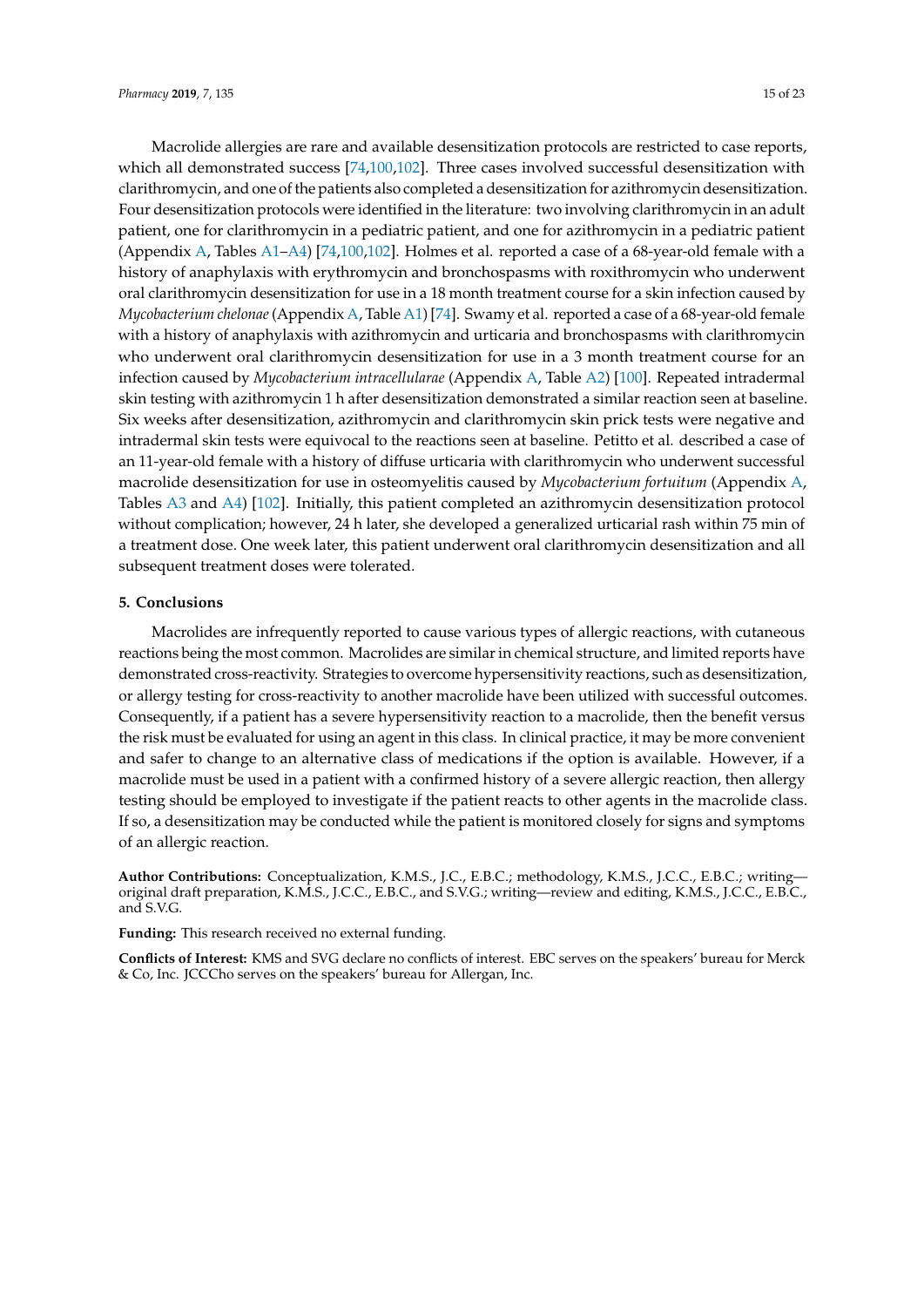Macrolide allergies are rare and available desensitization protocols are restricted to case reports, which all demonstrated success [74,100,102]. Three cases involved successful desensitization with clarithromycin, and one of the patients also completed a desensitization for azithromycin desensitization. Four desensitization protocols were identified in the literature: two involving clarithromycin in an adult patient, one for clarithromycin in a pediatric patient, and one for azithromycin in a pediatric patient (Appendix A, Tables A1–A4) [74,100,102]. Holmes et al. reported a case of a 68-year-old female with a history of anaphylaxis with erythromycin and bronchospasms with roxithromycin who underwent oral clarithromycin desensitization for use in a 18 month treatment course for a skin infection caused by *Mycobacterium chelonae* (Appendix A, Table A1) [74]. Swamy et al. reported a case of a 68-year-old female with a history of anaphylaxis with azithromycin and urticaria and bronchospasms with clarithromycin who underwent oral clarithromycin desensitization for use in a 3 month treatment course for an infection caused by *Mycobacterium intracellularae* (Appendix A, Table A2) [100]. Repeated intradermal skin testing with azithromycin 1 h after desensitization demonstrated a similar reaction seen at baseline. Six weeks after desensitization, azithromycin and clarithromycin skin prick tests were negative and intradermal skin tests were equivocal to the reactions seen at baseline. Petitto et al. described a case of an 11-year-old female with a history of diffuse urticaria with clarithromycin who underwent successful macrolide desensitization for use in osteomyelitis caused by *Mycobacterium fortuitum* (Appendix A, Tables A3 and A4) [102]. Initially, this patient completed an azithromycin desensitization protocol without complication; however, 24 h later, she developed a generalized urticarial rash within 75 min of a treatment dose. One week later, this patient underwent oral clarithromycin desensitization and all subsequent treatment doses were tolerated.

## 5. Conclusions

Macrolides are infrequently reported to cause various types of allergic reactions, with cutaneous reactions being the most common. Macrolides are similar in chemical structure, and limited reports have demonstrated cross-reactivity. Strategies to overcome hypersensitivity reactions, such as desensitization, or allergy testing for cross-reactivity to another macrolide have been utilized with successful outcomes. Consequently, if a patient has a severe hypersensitivity reaction to a macrolide, then the benefit versus the risk must be evaluated for using an agent in this class. In clinical practice, it may be more convenient and safer to change to an alternative class of medications if the option is available. However, if a macrolide must be used in a patient with a confirmed history of a severe allergic reaction, then allergy testing should be employed to investigate if the patient reacts to other agents in the macrolide class. If so, a desensitization may be conducted while the patient is monitored closely for signs and symptoms of an allergic reaction.

**Author Contributions:** Conceptualization, K.M.S., J.C., E.B.C.; methodology, K.M.S., J.C.C., E.B.C.; writing—original draft preparation, K.M.S., J.C.C., E.B.C., and S.V.G.; writing—review and editing, K.M.S., J.C.C., E.B.C., and S.V.G.

**Funding:** This research received no external funding.

**Conflicts of Interest:** KMS and SVG declare no conflicts of interest. EBC serves on the speakers' bureau for Merck & Co, Inc. JCCCho serves on the speakers' bureau for Allergan, Inc.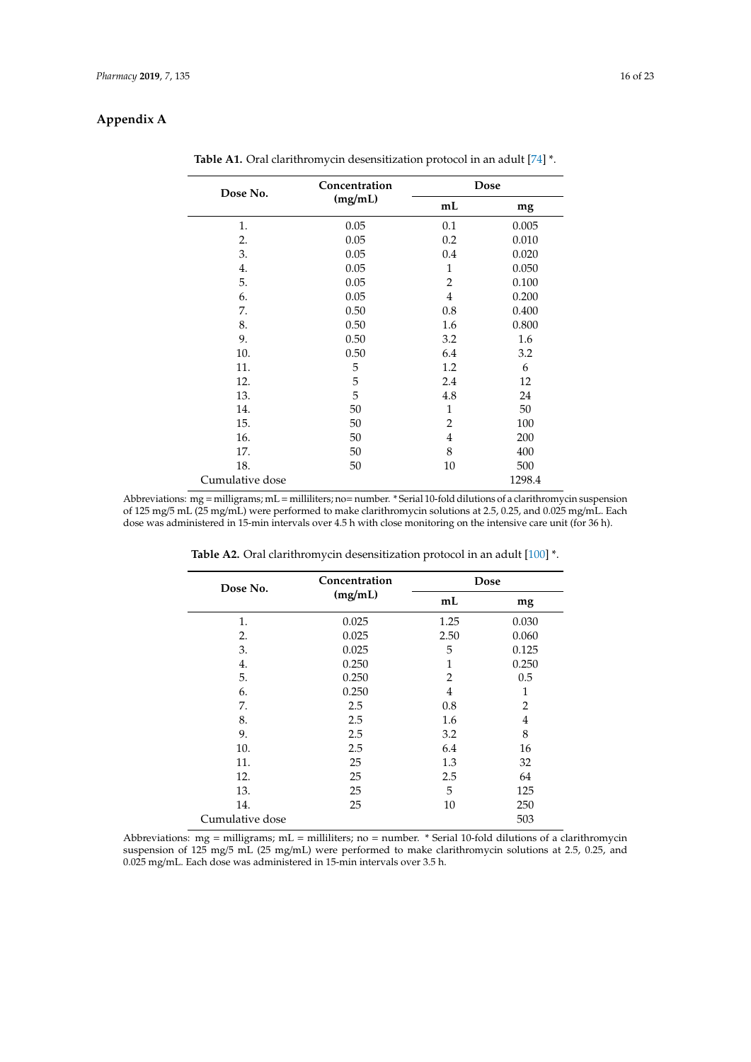## Appendix A

**Table A1.** Oral clarithromycin desensitization protocol in an adult [74] *.

| Dose No. | Concentration (mg/mL) | Dose | |
|---|---|---|---|
| | | mL | mg |
| 1. | 0.05 | 0.1 | 0.005 |
| 2. | 0.05 | 0.2 | 0.010 |
| 3. | 0.05 | 0.4 | 0.020 |
| 4. | 0.05 | 1 | 0.050 |
| 5. | 0.05 | 2 | 0.100 |
| 6. | 0.05 | 4 | 0.200 |
| 7. | 0.50 | 0.8 | 0.400 |
| 8. | 0.50 | 1.6 | 0.800 |
| 9. | 0.50 | 3.2 | 1.6 |
| 10. | 0.50 | 6.4 | 3.2 |
| 11. | 5 | 1.2 | 6 |
| 12. | 5 | 2.4 | 12 |
| 13. | 5 | 4.8 | 24 |
| 14. | 50 | 1 | 50 |
| 15. | 50 | 2 | 100 |
| 16. | 50 | 4 | 200 |
| 17. | 50 | 8 | 400 |
| 18. | 50 | 10 | 500 |
| Cumulative dose | | | 1298.4 |

Abbreviations: mg = milligrams; mL = milliliters; no= number. * Serial 10-fold dilutions of a clarithromycin suspension of 125 mg/5 mL (25 mg/mL) were performed to make clarithromycin solutions at 2.5, 0.25, and 0.025 mg/mL. Each dose was administered in 15-min intervals over 4.5 h with close monitoring on the intensive care unit (for 36 h).

**Table A2.** Oral clarithromycin desensitization protocol in an adult [100] *.

| Dose No. | Concentration (mg/mL) | Dose | |
|---|---|---|---|
| | | mL | mg |
| 1. | 0.025 | 1.25 | 0.030 |
| 2. | 0.025 | 2.50 | 0.060 |
| 3. | 0.025 | 5 | 0.125 |
| 4. | 0.250 | 1 | 0.250 |
| 5. | 0.250 | 2 | 0.5 |
| 6. | 0.250 | 4 | 1 |
| 7. | 2.5 | 0.8 | 2 |
| 8. | 2.5 | 1.6 | 4 |
| 9. | 2.5 | 3.2 | 8 |
| 10. | 2.5 | 6.4 | 16 |
| 11. | 25 | 1.3 | 32 |
| 12. | 25 | 2.5 | 64 |
| 13. | 25 | 5 | 125 |
| 14. | 25 | 10 | 250 |
| Cumulative dose | | | 503 |

Abbreviations: mg = milligrams; mL = milliliters; no = number. * Serial 10-fold dilutions of a clarithromycin suspension of 125 mg/5 mL (25 mg/mL) were performed to make clarithromycin solutions at 2.5, 0.25, and 0.025 mg/mL. Each dose was administered in 15-min intervals over 3.5 h.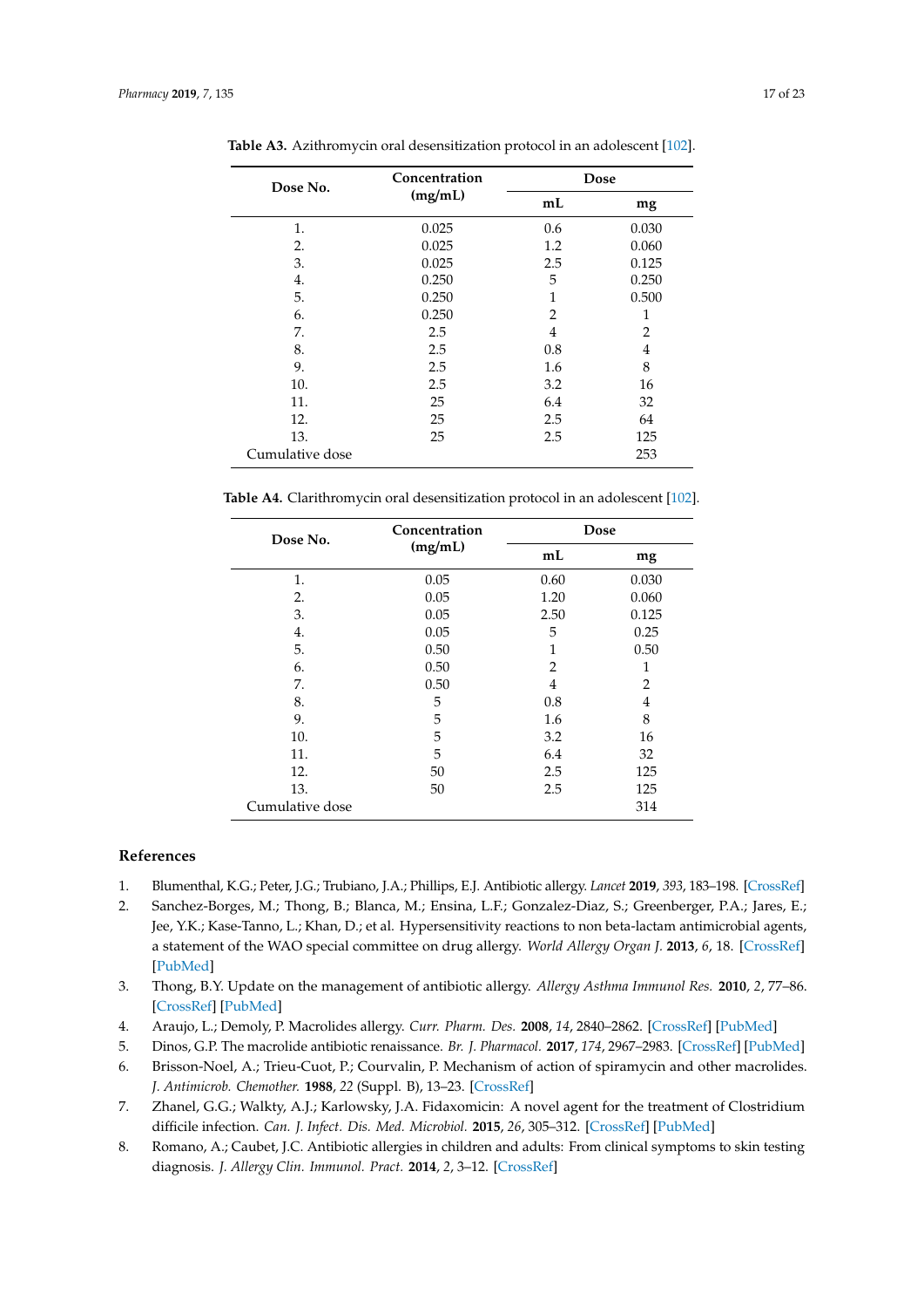**Table A3.** Azithromycin oral desensitization protocol in an adolescent [102].

| Dose No. | Concentration (mg/mL) | Dose | |
|---|---|---|---|
| | | mL | mg |
| 1. | 0.025 | 0.6 | 0.030 |
| 2. | 0.025 | 1.2 | 0.060 |
| 3. | 0.025 | 2.5 | 0.125 |
| 4. | 0.250 | 5 | 0.250 |
| 5. | 0.250 | 1 | 0.500 |
| 6. | 0.250 | 2 | 1 |
| 7. | 2.5 | 4 | 2 |
| 8. | 2.5 | 0.8 | 4 |
| 9. | 2.5 | 1.6 | 8 |
| 10. | 2.5 | 3.2 | 16 |
| 11. | 25 | 6.4 | 32 |
| 12. | 25 | 2.5 | 64 |
| 13. | 25 | 2.5 | 125 |
| Cumulative dose | | | 253 |

**Table A4.** Clarithromycin oral desensitization protocol in an adolescent [102].

| Dose No. | Concentration (mg/mL) | Dose | |
|---|---|---|---|
| | | mL | mg |
| 1. | 0.05 | 0.60 | 0.030 |
| 2. | 0.05 | 1.20 | 0.060 |
| 3. | 0.05 | 2.50 | 0.125 |
| 4. | 0.05 | 5 | 0.25 |
| 5. | 0.50 | 1 | 0.50 |
| 6. | 0.50 | 2 | 1 |
| 7. | 0.50 | 4 | 2 |
| 8. | 5 | 0.8 | 4 |
| 9. | 5 | 1.6 | 8 |
| 10. | 5 | 3.2 | 16 |
| 11. | 5 | 6.4 | 32 |
| 12. | 50 | 2.5 | 125 |
| 13. | 50 | 2.5 | 125 |
| Cumulative dose | | | 314 |

## References

1. Blumenthal, K.G.; Peter, J.G.; Trubiano, J.A.; Phillips, E.J. Antibiotic allergy. *Lancet* **2019**, *393*, 183–198. [CrossRef]
2. Sanchez-Borges, M.; Thong, B.; Blanca, M.; Ensina, L.F.; Gonzalez-Diaz, S.; Greenberger, P.A.; Jares, E.; Jee, Y.K.; Kase-Tanno, L.; Khan, D.; et al. Hypersensitivity reactions to non beta-lactam antimicrobial agents, a statement of the WAO special committee on drug allergy. *World Allergy Organ J.* **2013**, *6*, 18. [CrossRef] [PubMed]
3. Thong, B.Y. Update on the management of antibiotic allergy. *Allergy Asthma Immunol Res.* **2010**, *2*, 77–86. [CrossRef] [PubMed]
4. Araujo, L.; Demoly, P. Macrolides allergy. *Curr. Pharm. Des.* **2008**, *14*, 2840–2862. [CrossRef] [PubMed]
5. Dinos, G.P. The macrolide antibiotic renaissance. *Br. J. Pharmacol.* **2017**, *174*, 2967–2983. [CrossRef] [PubMed]
6. Brisson-Noel, A.; Trieu-Cuot, P.; Courvalin, P. Mechanism of action of spiramycin and other macrolides. *J. Antimicrob. Chemother.* **1988**, *22* (Suppl. B), 13–23. [CrossRef]
7. Zhanel, G.G.; Walkty, A.J.; Karlowsky, J.A. Fidaxomicin: A novel agent for the treatment of Clostridium difficile infection. *Can. J. Infect. Dis. Med. Microbiol.* **2015**, *26*, 305–312. [CrossRef] [PubMed]
8. Romano, A.; Caubet, J.C. Antibiotic allergies in children and adults: From clinical symptoms to skin testing diagnosis. *J. Allergy Clin. Immunol. Pract.* **2014**, *2*, 3–12. [CrossRef]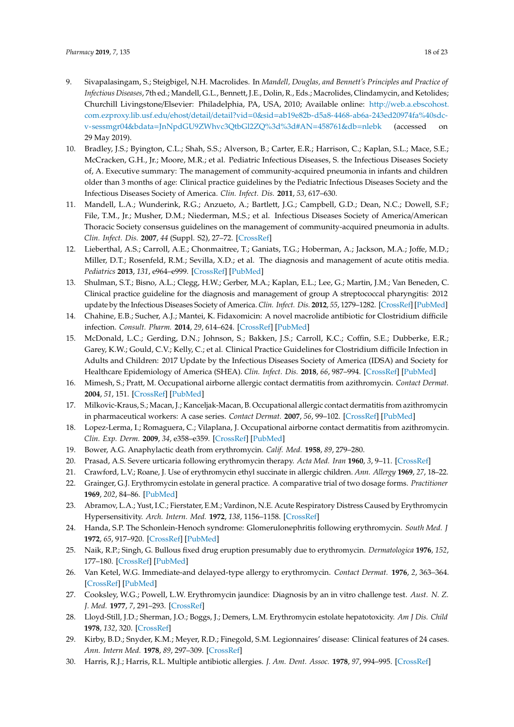9. Sivapalasingam, S.; Steigbigel, N.H. Macrolides. In *Mandell, Douglas, and Bennett's Principles and Practice of Infectious Diseases*, 7th ed.; Mandell, G.L., Bennett, J.E., Dolin, R., Eds.; Macrolides, Clindamycin, and Ketolides; Churchill Livingstone/Elsevier: Philadelphia, PA, USA, 2010; Available online: http://web.a.ebscohost.com.ezproxy.lib.usf.edu/ehost/detail/detail?vid=0&sid=ab19e82b-d5a8-4468-ab6a-243ed20974fa%40sdc-v-sessmgr04&bdata=JnNpdGU9ZWhvc3QtbGl2ZQ%3d%3d#AN=458761&db=nlebk (accessed on 29 May 2019).
10. Bradley, J.S.; Byington, C.L.; Shah, S.S.; Alverson, B.; Carter, E.R.; Harrison, C.; Kaplan, S.L.; Mace, S.E.; McCracken, G.H., Jr.; Moore, M.R.; et al. Pediatric Infectious Diseases, S. the Infectious Diseases Society of, A. Executive summary: The management of community-acquired pneumonia in infants and children older than 3 months of age: Clinical practice guidelines by the Pediatric Infectious Diseases Society and the Infectious Diseases Society of America. *Clin. Infect. Dis.* **2011**, *53*, 617–630.
11. Mandell, L.A.; Wunderink, R.G.; Anzueto, A.; Bartlett, J.G.; Campbell, G.D.; Dean, N.C.; Dowell, S.F.; File, T.M., Jr.; Musher, D.M.; Niederman, M.S.; et al. Infectious Diseases Society of America/American Thoracic Society consensus guidelines on the management of community-acquired pneumonia in adults. *Clin. Infect. Dis.* **2007**, *44* (Suppl. S2), 27–72. [CrossRef]
12. Lieberthal, A.S.; Carroll, A.E.; Chonmaitree, T.; Ganiats, T.G.; Hoberman, A.; Jackson, M.A.; Joffe, M.D.; Miller, D.T.; Rosenfeld, R.M.; Sevilla, X.D.; et al. The diagnosis and management of acute otitis media. *Pediatrics* **2013**, *131*, e964–e999. [CrossRef] [PubMed]
13. Shulman, S.T.; Bisno, A.L.; Clegg, H.W.; Gerber, M.A.; Kaplan, E.L.; Lee, G.; Martin, J.M.; Van Beneden, C. Clinical practice guideline for the diagnosis and management of group A streptococcal pharyngitis: 2012 update by the Infectious Diseases Society of America. *Clin. Infect. Dis.* **2012**, *55*, 1279–1282. [CrossRef] [PubMed]
14. Chahine, E.B.; Sucher, A.J.; Mantei, K. Fidaxomicin: A novel macrolide antibiotic for Clostridium difficile infection. *Consult. Pharm.* **2014**, *29*, 614–624. [CrossRef] [PubMed]
15. McDonald, L.C.; Gerding, D.N.; Johnson, S.; Bakken, J.S.; Carroll, K.C.; Coffin, S.E.; Dubberke, E.R.; Garey, K.W.; Gould, C.V.; Kelly, C.; et al. Clinical Practice Guidelines for Clostridium difficile Infection in Adults and Children: 2017 Update by the Infectious Diseases Society of America (IDSA) and Society for Healthcare Epidemiology of America (SHEA). *Clin. Infect. Dis.* **2018**, *66*, 987–994. [CrossRef] [PubMed]
16. Mimesh, S.; Pratt, M. Occupational airborne allergic contact dermatitis from azithromycin. *Contact Dermat.* **2004**, *51*, 151. [CrossRef] [PubMed]
17. Milkovic-Kraus, S.; Macan, J.; Kanceljak-Macan, B. Occupational allergic contact dermatitis from azithromycin in pharmaceutical workers: A case series. *Contact Dermat.* **2007**, *56*, 99–102. [CrossRef] [PubMed]
18. Lopez-Lerma, I.; Romaguera, C.; Vilaplana, J. Occupational airborne contact dermatitis from azithromycin. *Clin. Exp. Derm.* **2009**, *34*, e358–e359. [CrossRef] [PubMed]
19. Bower, A.G. Anaphylactic death from erythromycin. *Calif. Med.* **1958**, *89*, 279–280.
20. Prasad, A.S. Severe urticaria following erythromycin therapy. *Acta Med. Iran* **1960**, *3*, 9–11. [CrossRef]
21. Crawford, L.V.; Roane, J. Use of erythromycin ethyl succinate in allergic children. *Ann. Allergy* **1969**, *27*, 18–22.
22. Grainger, G.J. Erythromycin estolate in general practice. A comparative trial of two dosage forms. *Practitioner* **1969**, *202*, 84–86. [PubMed]
23. Abramov, L.A.; Yust, I.C.; Fierstater, E.M.; Vardinon, N.E. Acute Respiratory Distress Caused by Erythromycin Hypersensitivity. *Arch. Intern. Med.* **1972**, *138*, 1156–1158. [CrossRef]
24. Handa, S.P. The Schonlein-Henoch syndrome: Glomerulonephritis following erythromycin. *South Med. J* **1972**, *65*, 917–920. [CrossRef] [PubMed]
25. Naik, R.P.; Singh, G. Bullous fixed drug eruption presumably due to erythromycin. *Dermatologica* **1976**, *152*, 177–180. [CrossRef] [PubMed]
26. Van Ketel, W.G. Immediate-and delayed-type allergy to erythromycin. *Contact Dermat.* **1976**, *2*, 363–364. [CrossRef] [PubMed]
27. Cooksley, W.G.; Powell, L.W. Erythromycin jaundice: Diagnosis by an in vitro challenge test. *Aust. N. Z. J. Med.* **1977**, *7*, 291–293. [CrossRef]
28. Lloyd-Still, J.D.; Sherman, J.O.; Boggs, J.; Demers, L.M. Erythromycin estolate hepatotoxicity. *Am J Dis. Child* **1978**, *132*, 320. [CrossRef]
29. Kirby, B.D.; Snyder, K.M.; Meyer, R.D.; Finegold, S.M. Legionnaires' disease: Clinical features of 24 cases. *Ann. Intern Med.* **1978**, *89*, 297–309. [CrossRef]
30. Harris, R.J.; Harris, R.L. Multiple antibiotic allergies. *J. Am. Dent. Assoc.* **1978**, *97*, 994–995. [CrossRef]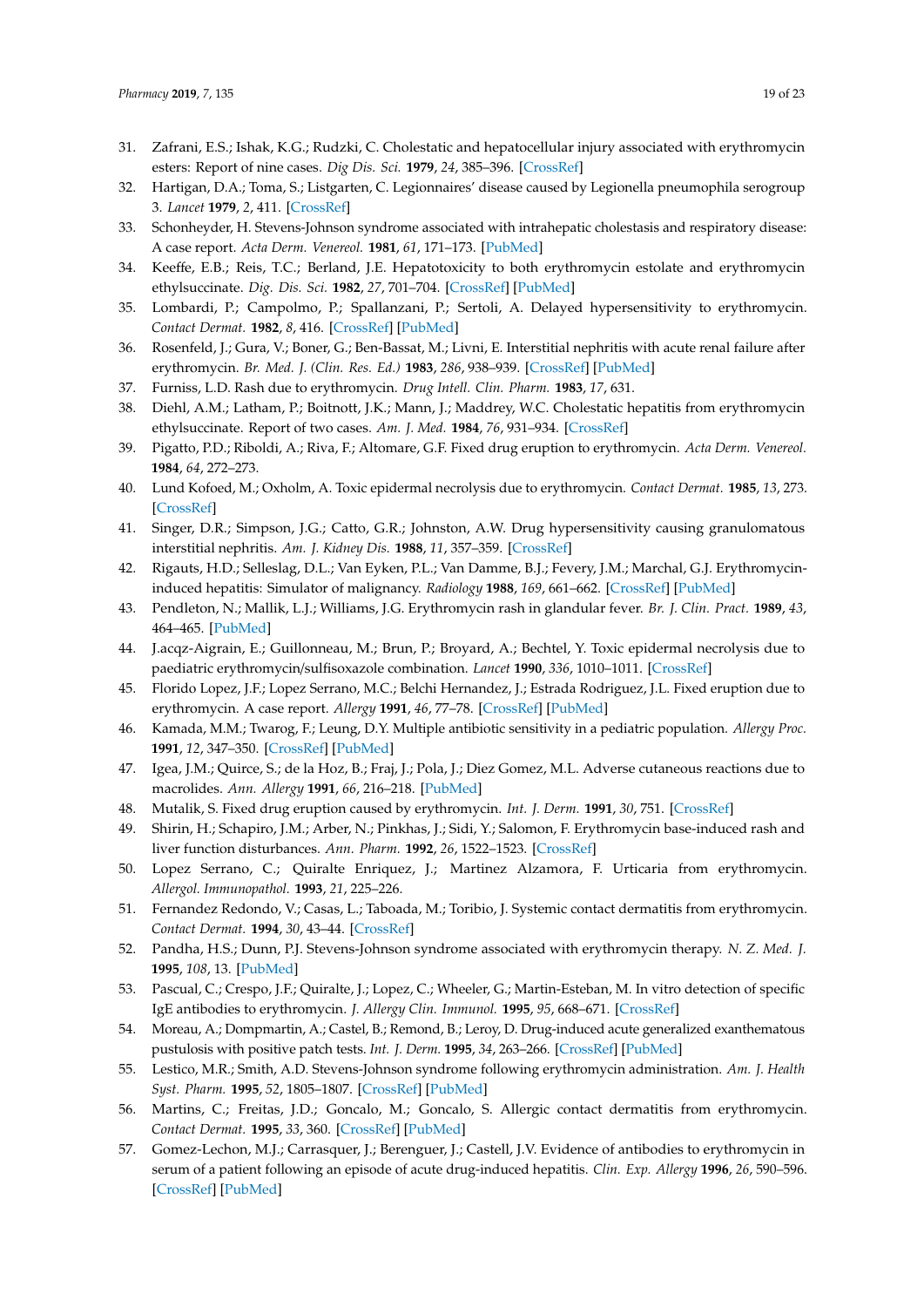31. Zafrani, E.S.; Ishak, K.G.; Rudzki, C. Cholestatic and hepatocellular injury associated with erythromycin esters: Report of nine cases. *Dig Dis. Sci.* **1979**, *24*, 385–396. [CrossRef]
32. Hartigan, D.A.; Toma, S.; Listgarten, C. Legionnaires' disease caused by Legionella pneumophila serogroup 3. *Lancet* **1979**, *2*, 411. [CrossRef]
33. Schonheyder, H. Stevens-Johnson syndrome associated with intrahepatic cholestasis and respiratory disease: A case report. *Acta Derm. Venereol.* **1981**, *61*, 171–173. [PubMed]
34. Keeffe, E.B.; Reis, T.C.; Berland, J.E. Hepatotoxicity to both erythromycin estolate and erythromycin ethylsuccinate. *Dig. Dis. Sci.* **1982**, *27*, 701–704. [CrossRef] [PubMed]
35. Lombardi, P.; Campolmo, P.; Spallanzani, P.; Sertoli, A. Delayed hypersensitivity to erythromycin. *Contact Dermat.* **1982**, *8*, 416. [CrossRef] [PubMed]
36. Rosenfeld, J.; Gura, V.; Boner, G.; Ben-Bassat, M.; Livni, E. Interstitial nephritis with acute renal failure after erythromycin. *Br. Med. J. (Clin. Res. Ed.)* **1983**, *286*, 938–939. [CrossRef] [PubMed]
37. Furniss, L.D. Rash due to erythromycin. *Drug Intell. Clin. Pharm.* **1983**, *17*, 631.
38. Diehl, A.M.; Latham, P.; Boitnott, J.K.; Mann, J.; Maddrey, W.C. Cholestatic hepatitis from erythromycin ethylsuccinate. Report of two cases. *Am. J. Med.* **1984**, *76*, 931–934. [CrossRef]
39. Pigatto, P.D.; Riboldi, A.; Riva, F.; Altomare, G.F. Fixed drug eruption to erythromycin. *Acta Derm. Venereol.* **1984**, *64*, 272–273.
40. Lund Kofoed, M.; Oxholm, A. Toxic epidermal necrolysis due to erythromycin. *Contact Dermat.* **1985**, *13*, 273. [CrossRef]
41. Singer, D.R.; Simpson, J.G.; Catto, G.R.; Johnston, A.W. Drug hypersensitivity causing granulomatous interstitial nephritis. *Am. J. Kidney Dis.* **1988**, *11*, 357–359. [CrossRef]
42. Rigauts, H.D.; Selleslag, D.L.; Van Eyken, P.L.; Van Damme, B.J.; Fevery, J.M.; Marchal, G.J. Erythromycin-induced hepatitis: Simulator of malignancy. *Radiology* **1988**, *169*, 661–662. [CrossRef] [PubMed]
43. Pendleton, N.; Mallik, L.J.; Williams, J.G. Erythromycin rash in glandular fever. *Br. J. Clin. Pract.* **1989**, *43*, 464–465. [PubMed]
44. J.acqz-Aigrain, E.; Guillonneau, M.; Brun, P.; Broyard, A.; Bechtel, Y. Toxic epidermal necrolysis due to paediatric erythromycin/sulfisoxazole combination. *Lancet* **1990**, *336*, 1010–1011. [CrossRef]
45. Florido Lopez, J.F.; Lopez Serrano, M.C.; Belchi Hernandez, J.; Estrada Rodriguez, J.L. Fixed eruption due to erythromycin. A case report. *Allergy* **1991**, *46*, 77–78. [CrossRef] [PubMed]
46. Kamada, M.M.; Twarog, F.; Leung, D.Y. Multiple antibiotic sensitivity in a pediatric population. *Allergy Proc.* **1991**, *12*, 347–350. [CrossRef] [PubMed]
47. Igea, J.M.; Quirce, S.; de la Hoz, B.; Fraj, J.; Pola, J.; Diez Gomez, M.L. Adverse cutaneous reactions due to macrolides. *Ann. Allergy* **1991**, *66*, 216–218. [PubMed]
48. Mutalik, S. Fixed drug eruption caused by erythromycin. *Int. J. Derm.* **1991**, *30*, 751. [CrossRef]
49. Shirin, H.; Schapiro, J.M.; Arber, N.; Pinkhas, J.; Sidi, Y.; Salomon, F. Erythromycin base-induced rash and liver function disturbances. *Ann. Pharm.* **1992**, *26*, 1522–1523. [CrossRef]
50. Lopez Serrano, C.; Quiralte Enriquez, J.; Martinez Alzamora, F. Urticaria from erythromycin. *Allergol. Immunopathol.* **1993**, *21*, 225–226.
51. Fernandez Redondo, V.; Casas, L.; Taboada, M.; Toribio, J. Systemic contact dermatitis from erythromycin. *Contact Dermat.* **1994**, *30*, 43–44. [CrossRef]
52. Pandha, H.S.; Dunn, P.J. Stevens-Johnson syndrome associated with erythromycin therapy. *N. Z. Med. J.* **1995**, *108*, 13. [PubMed]
53. Pascual, C.; Crespo, J.F.; Quiralte, J.; Lopez, C.; Wheeler, G.; Martin-Esteban, M. In vitro detection of specific IgE antibodies to erythromycin. *J. Allergy Clin. Immunol.* **1995**, *95*, 668–671. [CrossRef]
54. Moreau, A.; Dompmartin, A.; Castel, B.; Remond, B.; Leroy, D. Drug-induced acute generalized exanthematous pustulosis with positive patch tests. *Int. J. Derm.* **1995**, *34*, 263–266. [CrossRef] [PubMed]
55. Lestico, M.R.; Smith, A.D. Stevens-Johnson syndrome following erythromycin administration. *Am. J. Health Syst. Pharm.* **1995**, *52*, 1805–1807. [CrossRef] [PubMed]
56. Martins, C.; Freitas, J.D.; Goncalo, M.; Goncalo, S. Allergic contact dermatitis from erythromycin. *Contact Dermat.* **1995**, *33*, 360. [CrossRef] [PubMed]
57. Gomez-Lechon, M.J.; Carrasquer, J.; Berenguer, J.; Castell, J.V. Evidence of antibodies to erythromycin in serum of a patient following an episode of acute drug-induced hepatitis. *Clin. Exp. Allergy* **1996**, *26*, 590–596. [CrossRef] [PubMed]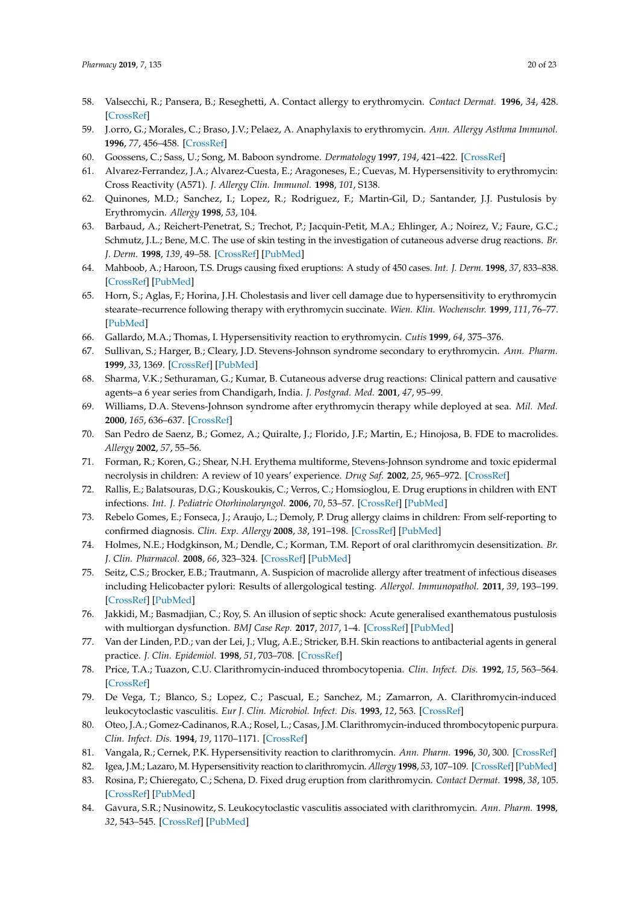58. Valsecchi, R.; Pansera, B.; Reseghetti, A. Contact allergy to erythromycin. *Contact Dermat.* **1996**, *34*, 428. [CrossRef]
59. J.orro, G.; Morales, C.; Braso, J.V.; Pelaez, A. Anaphylaxis to erythromycin. *Ann. Allergy Asthma Immunol.* **1996**, *77*, 456–458. [CrossRef]
60. Goossens, C.; Sass, U.; Song, M. Baboon syndrome. *Dermatology* **1997**, *194*, 421–422. [CrossRef]
61. Alvarez-Ferrandez, J.A.; Alvarez-Cuesta, E.; Aragoneses, E.; Cuevas, M. Hypersensitivity to erythromycin: Cross Reactivity (A571). *J. Allergy Clin. Immunol.* **1998**, *101*, S138.
62. Quinones, M.D.; Sanchez, I.; Lopez, R.; Rodriguez, F.; Martin-Gil, D.; Santander, J.J. Pustulosis by Erythromycin. *Allergy* **1998**, *53*, 104.
63. Barbaud, A.; Reichert-Penetrat, S.; Trechot, P.; Jacquin-Petit, M.A.; Ehlinger, A.; Noirez, V.; Faure, G.C.; Schmutz, J.L.; Bene, M.C. The use of skin testing in the investigation of cutaneous adverse drug reactions. *Br. J. Derm.* **1998**, *139*, 49–58. [CrossRef] [PubMed]
64. Mahboob, A.; Haroon, T.S. Drugs causing fixed eruptions: A study of 450 cases. *Int. J. Derm.* **1998**, *37*, 833–838. [CrossRef] [PubMed]
65. Horn, S.; Aglas, F.; Horina, J.H. Cholestasis and liver cell damage due to hypersensitivity to erythromycin stearate–recurrence following therapy with erythromycin succinate. *Wien. Klin. Wochenschr.* **1999**, *111*, 76–77. [PubMed]
66. Gallardo, M.A.; Thomas, I. Hypersensitivity reaction to erythromycin. *Cutis* **1999**, *64*, 375–376.
67. Sullivan, S.; Harger, B.; Cleary, J.D. Stevens-Johnson syndrome secondary to erythromycin. *Ann. Pharm.* **1999**, *33*, 1369. [CrossRef] [PubMed]
68. Sharma, V.K.; Sethuraman, G.; Kumar, B. Cutaneous adverse drug reactions: Clinical pattern and causative agents–a 6 year series from Chandigarh, India. *J. Postgrad. Med.* **2001**, *47*, 95–99.
69. Williams, D.A. Stevens-Johnson syndrome after erythromycin therapy while deployed at sea. *Mil. Med.* **2000**, *165*, 636–637. [CrossRef]
70. San Pedro de Saenz, B.; Gomez, A.; Quiralte, J.; Florido, J.F.; Martin, E.; Hinojosa, B. FDE to macrolides. *Allergy* **2002**, *57*, 55–56.
71. Forman, R.; Koren, G.; Shear, N.H. Erythema multiforme, Stevens-Johnson syndrome and toxic epidermal necrolysis in children: A review of 10 years' experience. *Drug Saf.* **2002**, *25*, 965–972. [CrossRef]
72. Rallis, E.; Balatsouras, D.G.; Kouskoukis, C.; Verros, C.; Homsioglou, E. Drug eruptions in children with ENT infections. *Int. J. Pediatric Otorhinolaryngol.* **2006**, *70*, 53–57. [CrossRef] [PubMed]
73. Rebelo Gomes, E.; Fonseca, J.; Araujo, L.; Demoly, P. Drug allergy claims in children: From self-reporting to confirmed diagnosis. *Clin. Exp. Allergy* **2008**, *38*, 191–198. [CrossRef] [PubMed]
74. Holmes, N.E.; Hodgkinson, M.; Dendle, C.; Korman, T.M. Report of oral clarithromycin desensitization. *Br. J. Clin. Pharmacol.* **2008**, *66*, 323–324. [CrossRef] [PubMed]
75. Seitz, C.S.; Brocker, E.B.; Trautmann, A. Suspicion of macrolide allergy after treatment of infectious diseases including Helicobacter pylori: Results of allergological testing. *Allergol. Immunopathol.* **2011**, *39*, 193–199. [CrossRef] [PubMed]
76. Jakkidi, M.; Basmadjian, C.; Roy, S. An illusion of septic shock: Acute generalised exanthematous pustulosis with multiorgan dysfunction. *BMJ Case Rep.* **2017**, *2017*, 1–4. [CrossRef] [PubMed]
77. Van der Linden, P.D.; van der Lei, J.; Vlug, A.E.; Stricker, B.H. Skin reactions to antibacterial agents in general practice. *J. Clin. Epidemiol.* **1998**, *51*, 703–708. [CrossRef]
78. Price, T.A.; Tuazon, C.U. Clarithromycin-induced thrombocytopenia. *Clin. Infect. Dis.* **1992**, *15*, 563–564. [CrossRef]
79. De Vega, T.; Blanco, S.; Lopez, C.; Pascual, E.; Sanchez, M.; Zamarron, A. Clarithromycin-induced leukocytoclastic vasculitis. *Eur J. Clin. Microbiol. Infect. Dis.* **1993**, *12*, 563. [CrossRef]
80. Oteo, J.A.; Gomez-Cadinanos, R.A.; Rosel, L.; Casas, J.M. Clarithromycin-induced thrombocytopenic purpura. *Clin. Infect. Dis.* **1994**, *19*, 1170–1171. [CrossRef]
81. Vangala, R.; Cernek, P.K. Hypersensitivity reaction to clarithromycin. *Ann. Pharm.* **1996**, *30*, 300. [CrossRef]
82. Igea, J.M.; Lazaro, M. Hypersensitivity reaction to clarithromycin. *Allergy* **1998**, *53*, 107–109. [CrossRef] [PubMed]
83. Rosina, P.; Chieregato, C.; Schena, D. Fixed drug eruption from clarithromycin. *Contact Dermat.* **1998**, *38*, 105. [CrossRef] [PubMed]
84. Gavura, S.R.; Nusinowitz, S. Leukocytoclastic vasculitis associated with clarithromycin. *Ann. Pharm.* **1998**, *32*, 543–545. [CrossRef] [PubMed]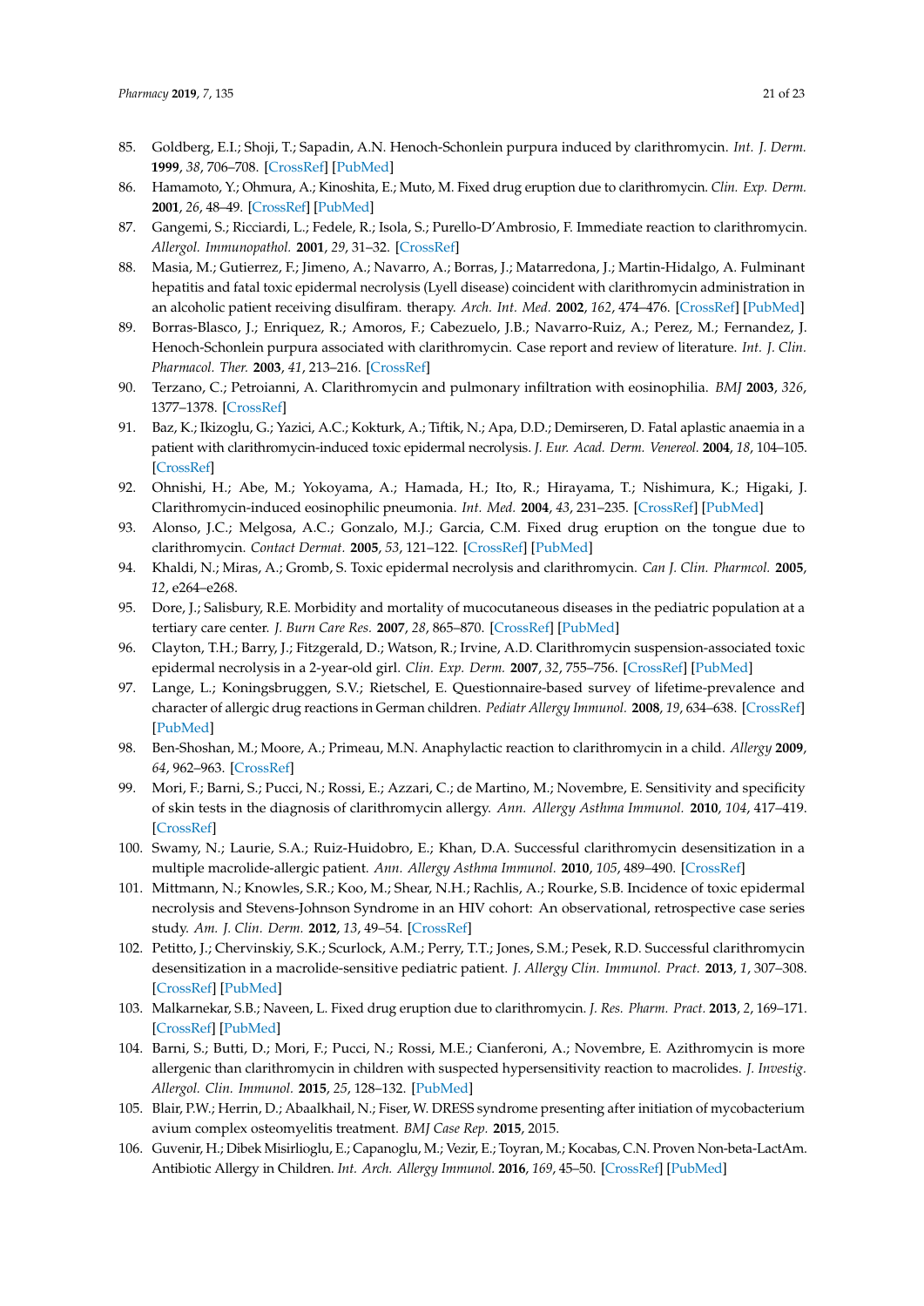85. Goldberg, E.I.; Shoji, T.; Sapadin, A.N. Henoch-Schonlein purpura induced by clarithromycin. *Int. J. Derm.* **1999**, *38*, 706–708. [CrossRef] [PubMed]
86. Hamamoto, Y.; Ohmura, A.; Kinoshita, E.; Muto, M. Fixed drug eruption due to clarithromycin. *Clin. Exp. Derm.* **2001**, *26*, 48–49. [CrossRef] [PubMed]
87. Gangemi, S.; Ricciardi, L.; Fedele, R.; Isola, S.; Purello-D'Ambrosio, F. Immediate reaction to clarithromycin. *Allergol. Immunopathol.* **2001**, *29*, 31–32. [CrossRef]
88. Masia, M.; Gutierrez, F.; Jimeno, A.; Navarro, A.; Borras, J.; Matarredona, J.; Martin-Hidalgo, A. Fulminant hepatitis and fatal toxic epidermal necrolysis (Lyell disease) coincident with clarithromycin administration in an alcoholic patient receiving disulfiram. therapy. *Arch. Int. Med.* **2002**, *162*, 474–476. [CrossRef] [PubMed]
89. Borras-Blasco, J.; Enriquez, R.; Amoros, F.; Cabezuelo, J.B.; Navarro-Ruiz, A.; Perez, M.; Fernandez, J. Henoch-Schonlein purpura associated with clarithromycin. Case report and review of literature. *Int. J. Clin. Pharmacol. Ther.* **2003**, *41*, 213–216. [CrossRef]
90. Terzano, C.; Petroianni, A. Clarithromycin and pulmonary infiltration with eosinophilia. *BMJ* **2003**, *326*, 1377–1378. [CrossRef]
91. Baz, K.; Ikizoglu, G.; Yazici, A.C.; Kokturk, A.; Tiftik, N.; Apa, D.D.; Demirseren, D. Fatal aplastic anaemia in a patient with clarithromycin-induced toxic epidermal necrolysis. *J. Eur. Acad. Derm. Venereol.* **2004**, *18*, 104–105. [CrossRef]
92. Ohnishi, H.; Abe, M.; Yokoyama, A.; Hamada, H.; Ito, R.; Hirayama, T.; Nishimura, K.; Higaki, J. Clarithromycin-induced eosinophilic pneumonia. *Int. Med.* **2004**, *43*, 231–235. [CrossRef] [PubMed]
93. Alonso, J.C.; Melgosa, A.C.; Gonzalo, M.J.; Garcia, C.M. Fixed drug eruption on the tongue due to clarithromycin. *Contact Dermat.* **2005**, *53*, 121–122. [CrossRef] [PubMed]
94. Khaldi, N.; Miras, A.; Gromb, S. Toxic epidermal necrolysis and clarithromycin. *Can J. Clin. Pharmcol.* **2005**, *12*, e264–e268.
95. Dore, J.; Salisbury, R.E. Morbidity and mortality of mucocutaneous diseases in the pediatric population at a tertiary care center. *J. Burn Care Res.* **2007**, *28*, 865–870. [CrossRef] [PubMed]
96. Clayton, T.H.; Barry, J.; Fitzgerald, D.; Watson, R.; Irvine, A.D. Clarithromycin suspension-associated toxic epidermal necrolysis in a 2-year-old girl. *Clin. Exp. Derm.* **2007**, *32*, 755–756. [CrossRef] [PubMed]
97. Lange, L.; Koningsbruggen, S.V.; Rietschel, E. Questionnaire-based survey of lifetime-prevalence and character of allergic drug reactions in German children. *Pediatr Allergy Immunol.* **2008**, *19*, 634–638. [CrossRef] [PubMed]
98. Ben-Shoshan, M.; Moore, A.; Primeau, M.N. Anaphylactic reaction to clarithromycin in a child. *Allergy* **2009**, *64*, 962–963. [CrossRef]
99. Mori, F.; Barni, S.; Pucci, N.; Rossi, E.; Azzari, C.; de Martino, M.; Novembre, E. Sensitivity and specificity of skin tests in the diagnosis of clarithromycin allergy. *Ann. Allergy Asthma Immunol.* **2010**, *104*, 417–419. [CrossRef]
100. Swamy, N.; Laurie, S.A.; Ruiz-Huidobro, E.; Khan, D.A. Successful clarithromycin desensitization in a multiple macrolide-allergic patient. *Ann. Allergy Asthma Immunol.* **2010**, *105*, 489–490. [CrossRef]
101. Mittmann, N.; Knowles, S.R.; Koo, M.; Shear, N.H.; Rachlis, A.; Rourke, S.B. Incidence of toxic epidermal necrolysis and Stevens-Johnson Syndrome in an HIV cohort: An observational, retrospective case series study. *Am. J. Clin. Derm.* **2012**, *13*, 49–54. [CrossRef]
102. Petitto, J.; Chervinskiy, S.K.; Scurlock, A.M.; Perry, T.T.; Jones, S.M.; Pesek, R.D. Successful clarithromycin desensitization in a macrolide-sensitive pediatric patient. *J. Allergy Clin. Immunol. Pract.* **2013**, *1*, 307–308. [CrossRef] [PubMed]
103. Malkarnekar, S.B.; Naveen, L. Fixed drug eruption due to clarithromycin. *J. Res. Pharm. Pract.* **2013**, *2*, 169–171. [CrossRef] [PubMed]
104. Barni, S.; Butti, D.; Mori, F.; Pucci, N.; Rossi, M.E.; Cianferoni, A.; Novembre, E. Azithromycin is more allergenic than clarithromycin in children with suspected hypersensitivity reaction to macrolides. *J. Investig. Allergol. Clin. Immunol.* **2015**, *25*, 128–132. [PubMed]
105. Blair, P.W.; Herrin, D.; Abaalkhail, N.; Fiser, W. DRESS syndrome presenting after initiation of mycobacterium avium complex osteomyelitis treatment. *BMJ Case Rep.* **2015**, 2015.
106. Guvenir, H.; Dibek Misirlioglu, E.; Capanoglu, M.; Vezir, E.; Toyran, M.; Kocabas, C.N. Proven Non-beta-LactAm. Antibiotic Allergy in Children. *Int. Arch. Allergy Immunol.* **2016**, *169*, 45–50. [CrossRef] [PubMed]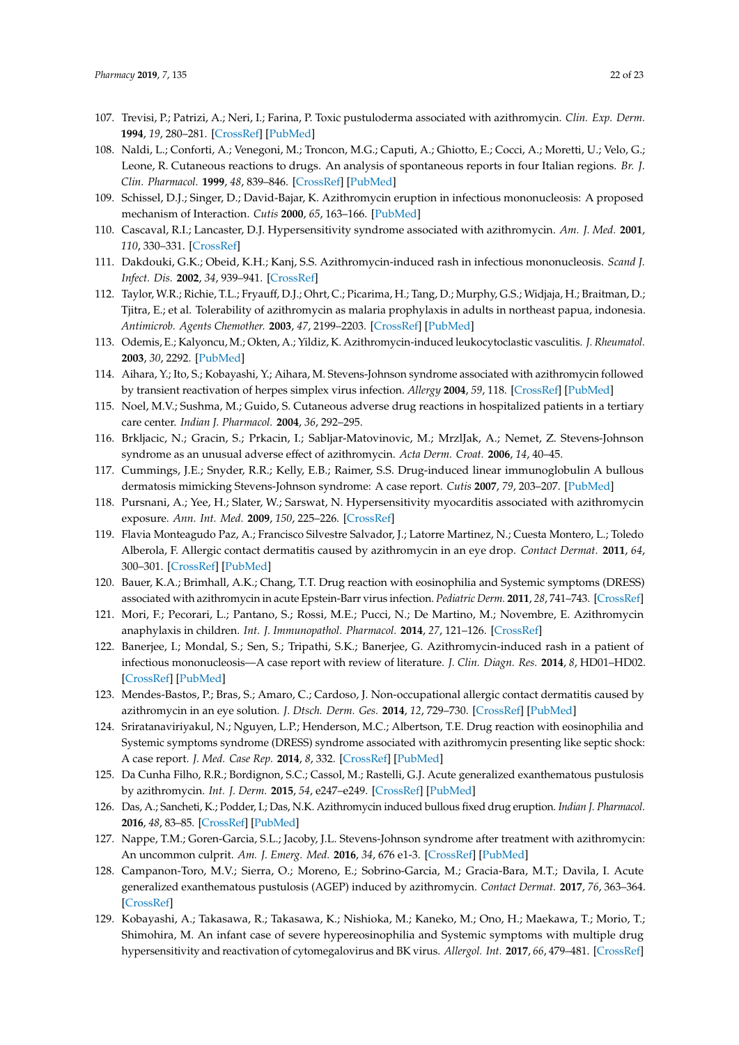107. Trevisi, P.; Patrizi, A.; Neri, I.; Farina, P. Toxic pustuloderma associated with azithromycin. *Clin. Exp. Derm.* **1994**, *19*, 280–281. [CrossRef] [PubMed]
108. Naldi, L.; Conforti, A.; Venegoni, M.; Troncon, M.G.; Caputi, A.; Ghiotto, E.; Cocci, A.; Moretti, U.; Velo, G.; Leone, R. Cutaneous reactions to drugs. An analysis of spontaneous reports in four Italian regions. *Br. J. Clin. Pharmacol.* **1999**, *48*, 839–846. [CrossRef] [PubMed]
109. Schissel, D.J.; Singer, D.; David-Bajar, K. Azithromycin eruption in infectious mononucleosis: A proposed mechanism of Interaction. *Cutis* **2000**, *65*, 163–166. [PubMed]
110. Cascaval, R.I.; Lancaster, D.J. Hypersensitivity syndrome associated with azithromycin. *Am. J. Med.* **2001**, *110*, 330–331. [CrossRef]
111. Dakdouki, G.K.; Obeid, K.H.; Kanj, S.S. Azithromycin-induced rash in infectious mononucleosis. *Scand J. Infect. Dis.* **2002**, *34*, 939–941. [CrossRef]
112. Taylor, W.R.; Richie, T.L.; Fryauff, D.J.; Ohrt, C.; Picarima, H.; Tang, D.; Murphy, G.S.; Widjaja, H.; Braitman, D.; Tjitra, E.; et al. Tolerability of azithromycin as malaria prophylaxis in adults in northeast papua, indonesia. *Antimicrob. Agents Chemother.* **2003**, *47*, 2199–2203. [CrossRef] [PubMed]
113. Odemis, E.; Kalyoncu, M.; Okten, A.; Yildiz, K. Azithromycin-induced leukocytoclastic vasculitis. *J. Rheumatol.* **2003**, *30*, 2292. [PubMed]
114. Aihara, Y.; Ito, S.; Kobayashi, Y.; Aihara, M. Stevens-Johnson syndrome associated with azithromycin followed by transient reactivation of herpes simplex virus infection. *Allergy* **2004**, *59*, 118. [CrossRef] [PubMed]
115. Noel, M.V.; Sushma, M.; Guido, S. Cutaneous adverse drug reactions in hospitalized patients in a tertiary care center. *Indian J. Pharmacol.* **2004**, *36*, 292–295.
116. Brkljacic, N.; Gracin, S.; Prkacin, I.; Sabljar-Matovinovic, M.; MrzlJak, A.; Nemet, Z. Stevens-Johnson syndrome as an unusual adverse effect of azithromycin. *Acta Derm. Croat.* **2006**, *14*, 40–45.
117. Cummings, J.E.; Snyder, R.R.; Kelly, E.B.; Raimer, S.S. Drug-induced linear immunoglobulin A bullous dermatosis mimicking Stevens-Johnson syndrome: A case report. *Cutis* **2007**, *79*, 203–207. [PubMed]
118. Pursnani, A.; Yee, H.; Slater, W.; Sarswat, N. Hypersensitivity myocarditis associated with azithromycin exposure. *Ann. Int. Med.* **2009**, *150*, 225–226. [CrossRef]
119. Flavia Monteagudo Paz, A.; Francisco Silvestre Salvador, J.; Latorre Martinez, N.; Cuesta Montero, L.; Toledo Alberola, F. Allergic contact dermatitis caused by azithromycin in an eye drop. *Contact Dermat.* **2011**, *64*, 300–301. [CrossRef] [PubMed]
120. Bauer, K.A.; Brimhall, A.K.; Chang, T.T. Drug reaction with eosinophilia and Systemic symptoms (DRESS) associated with azithromycin in acute Epstein-Barr virus infection. *Pediatric Derm.* **2011**, *28*, 741–743. [CrossRef]
121. Mori, F.; Pecorari, L.; Pantano, S.; Rossi, M.E.; Pucci, N.; De Martino, M.; Novembre, E. Azithromycin anaphylaxis in children. *Int. J. Immunopathol. Pharmacol.* **2014**, *27*, 121–126. [CrossRef]
122. Banerjee, I.; Mondal, S.; Sen, S.; Tripathi, S.K.; Banerjee, G. Azithromycin-induced rash in a patient of infectious mononucleosis—A case report with review of literature. *J. Clin. Diagn. Res.* **2014**, *8*, HD01–HD02. [CrossRef] [PubMed]
123. Mendes-Bastos, P.; Bras, S.; Amaro, C.; Cardoso, J. Non-occupational allergic contact dermatitis caused by azithromycin in an eye solution. *J. Dtsch. Derm. Ges.* **2014**, *12*, 729–730. [CrossRef] [PubMed]
124. Sriratanaviriyakul, N.; Nguyen, L.P.; Henderson, M.C.; Albertson, T.E. Drug reaction with eosinophilia and Systemic symptoms syndrome (DRESS) syndrome associated with azithromycin presenting like septic shock: A case report. *J. Med. Case Rep.* **2014**, *8*, 332. [CrossRef] [PubMed]
125. Da Cunha Filho, R.R.; Bordignon, S.C.; Cassol, M.; Rastelli, G.J. Acute generalized exanthematous pustulosis by azithromycin. *Int. J. Derm.* **2015**, *54*, e247–e249. [CrossRef] [PubMed]
126. Das, A.; Sancheti, K.; Podder, I.; Das, N.K. Azithromycin induced bullous fixed drug eruption. *Indian J. Pharmacol.* **2016**, *48*, 83–85. [CrossRef] [PubMed]
127. Nappe, T.M.; Goren-Garcia, S.L.; Jacoby, J.L. Stevens-Johnson syndrome after treatment with azithromycin: An uncommon culprit. *Am. J. Emerg. Med.* **2016**, *34*, 676 e1-3. [CrossRef] [PubMed]
128. Campanon-Toro, M.V.; Sierra, O.; Moreno, E.; Sobrino-Garcia, M.; Gracia-Bara, M.T.; Davila, I. Acute generalized exanthematous pustulosis (AGEP) induced by azithromycin. *Contact Dermat.* **2017**, *76*, 363–364. [CrossRef]
129. Kobayashi, A.; Takasawa, R.; Takasawa, K.; Nishioka, M.; Kaneko, M.; Ono, H.; Maekawa, T.; Morio, T.; Shimohira, M. An infant case of severe hypereosinophilia and Systemic symptoms with multiple drug hypersensitivity and reactivation of cytomegalovirus and BK virus. *Allergol. Int.* **2017**, *66*, 479–481. [CrossRef]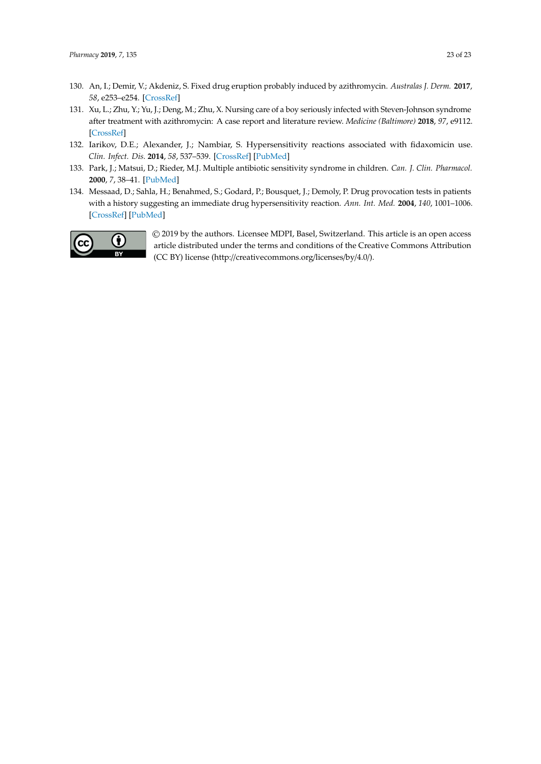130. An, I.; Demir, V.; Akdeniz, S. Fixed drug eruption probably induced by azithromycin. *Australas J. Derm.* **2017**, *58*, e253–e254. [CrossRef]
131. Xu, L.; Zhu, Y.; Yu, J.; Deng, M.; Zhu, X. Nursing care of a boy seriously infected with Steven-Johnson syndrome after treatment with azithromycin: A case report and literature review. *Medicine (Baltimore)* **2018**, *97*, e9112. [CrossRef]
132. Iarikov, D.E.; Alexander, J.; Nambiar, S. Hypersensitivity reactions associated with fidaxomicin use. *Clin. Infect. Dis.* **2014**, *58*, 537–539. [CrossRef] [PubMed]
133. Park, J.; Matsui, D.; Rieder, M.J. Multiple antibiotic sensitivity syndrome in children. *Can. J. Clin. Pharmacol.* **2000**, *7*, 38–41. [PubMed]
134. Messaad, D.; Sahla, H.; Benahmed, S.; Godard, P.; Bousquet, J.; Demoly, P. Drug provocation tests in patients with a history suggesting an immediate drug hypersensitivity reaction. *Ann. Int. Med.* **2004**, *140*, 1001–1006. [CrossRef] [PubMed]

© 2019 by the authors. Licensee MDPI, Basel, Switzerland. This article is an open access article distributed under the terms and conditions of the Creative Commons Attribution (CC BY) license (http://creativecommons.org/licenses/by/4.0/).